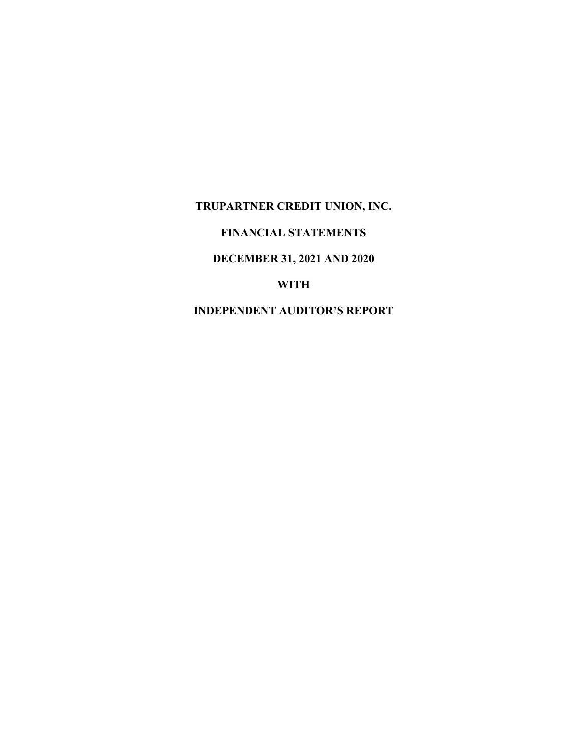# TRUPARTNER CREDIT UNION, INC.

## FINANCIAL STATEMENTS

## DECEMBER 31, 2021 AND 2020

## WITH

## INDEPENDENT AUDITOR'S REPORT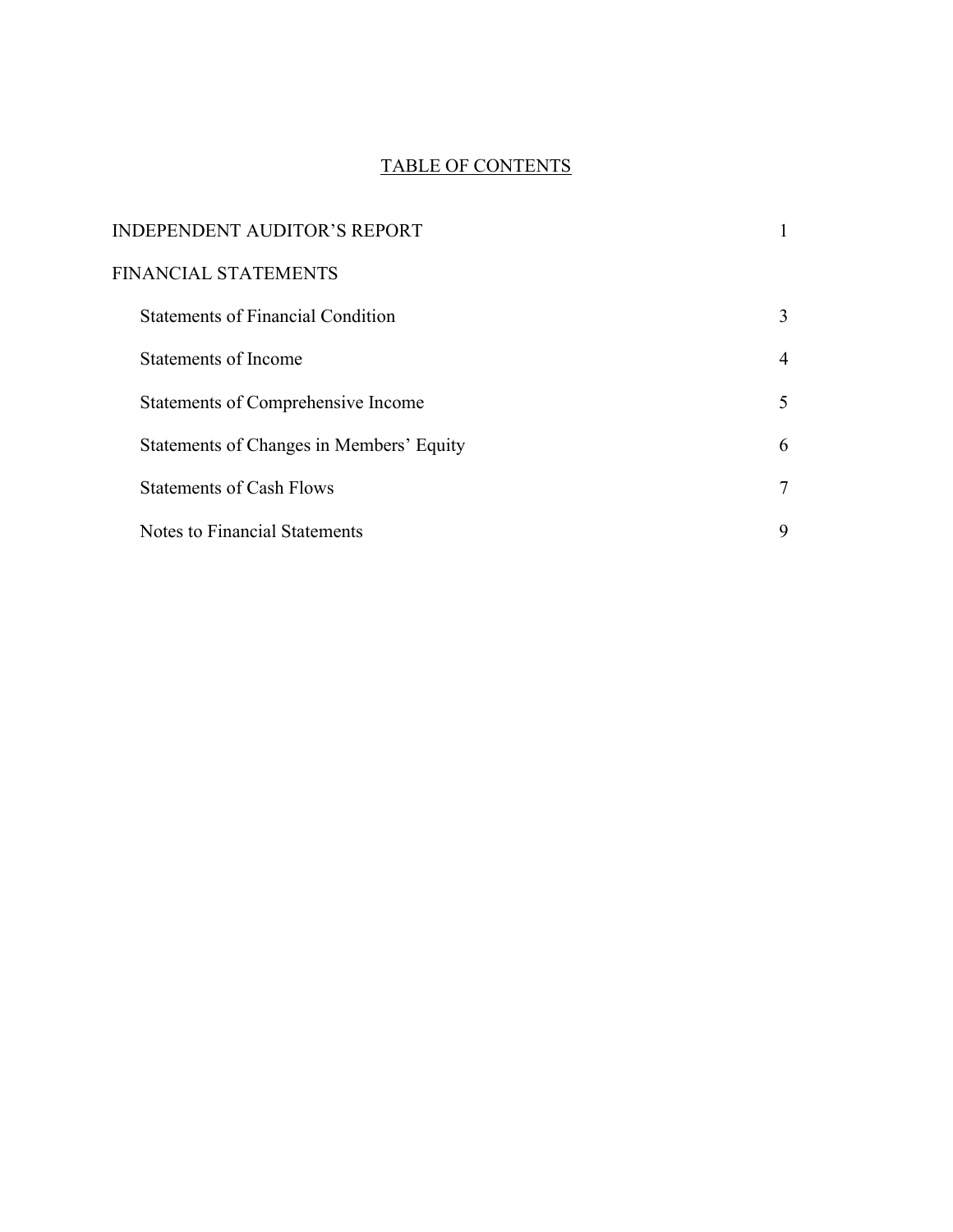# TABLE OF CONTENTS

| | |
|---|---|
| INDEPENDENT AUDITOR'S REPORT | 1 |
| FINANCIAL STATEMENTS | |
| Statements of Financial Condition | 3 |
| Statements of Income | 4 |
| Statements of Comprehensive Income | 5 |
| Statements of Changes in Members' Equity | 6 |
| Statements of Cash Flows | 7 |
| Notes to Financial Statements | 9 |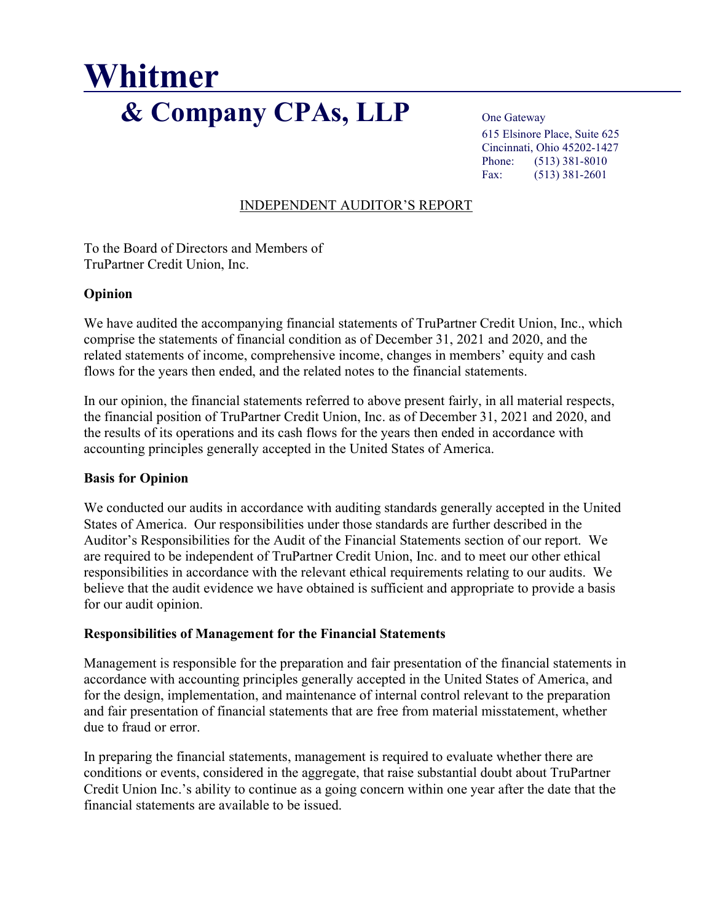# Whitmer

## & Company CPAs, LLP

One Gateway
615 Elsinore Place, Suite 625
Cincinnati, Ohio 45202-1427
Phone: (513) 381-8010
Fax: (513) 381-2601

INDEPENDENT AUDITOR'S REPORT

To the Board of Directors and Members of
TruPartner Credit Union, Inc.

**Opinion**

We have audited the accompanying financial statements of TruPartner Credit Union, Inc., which comprise the statements of financial condition as of December 31, 2021 and 2020, and the related statements of income, comprehensive income, changes in members' equity and cash flows for the years then ended, and the related notes to the financial statements.

In our opinion, the financial statements referred to above present fairly, in all material respects, the financial position of TruPartner Credit Union, Inc. as of December 31, 2021 and 2020, and the results of its operations and its cash flows for the years then ended in accordance with accounting principles generally accepted in the United States of America.

**Basis for Opinion**

We conducted our audits in accordance with auditing standards generally accepted in the United States of America. Our responsibilities under those standards are further described in the Auditor's Responsibilities for the Audit of the Financial Statements section of our report. We are required to be independent of TruPartner Credit Union, Inc. and to meet our other ethical responsibilities in accordance with the relevant ethical requirements relating to our audits. We believe that the audit evidence we have obtained is sufficient and appropriate to provide a basis for our audit opinion.

**Responsibilities of Management for the Financial Statements**

Management is responsible for the preparation and fair presentation of the financial statements in accordance with accounting principles generally accepted in the United States of America, and for the design, implementation, and maintenance of internal control relevant to the preparation and fair presentation of financial statements that are free from material misstatement, whether due to fraud or error.

In preparing the financial statements, management is required to evaluate whether there are conditions or events, considered in the aggregate, that raise substantial doubt about TruPartner Credit Union Inc.'s ability to continue as a going concern within one year after the date that the financial statements are available to be issued.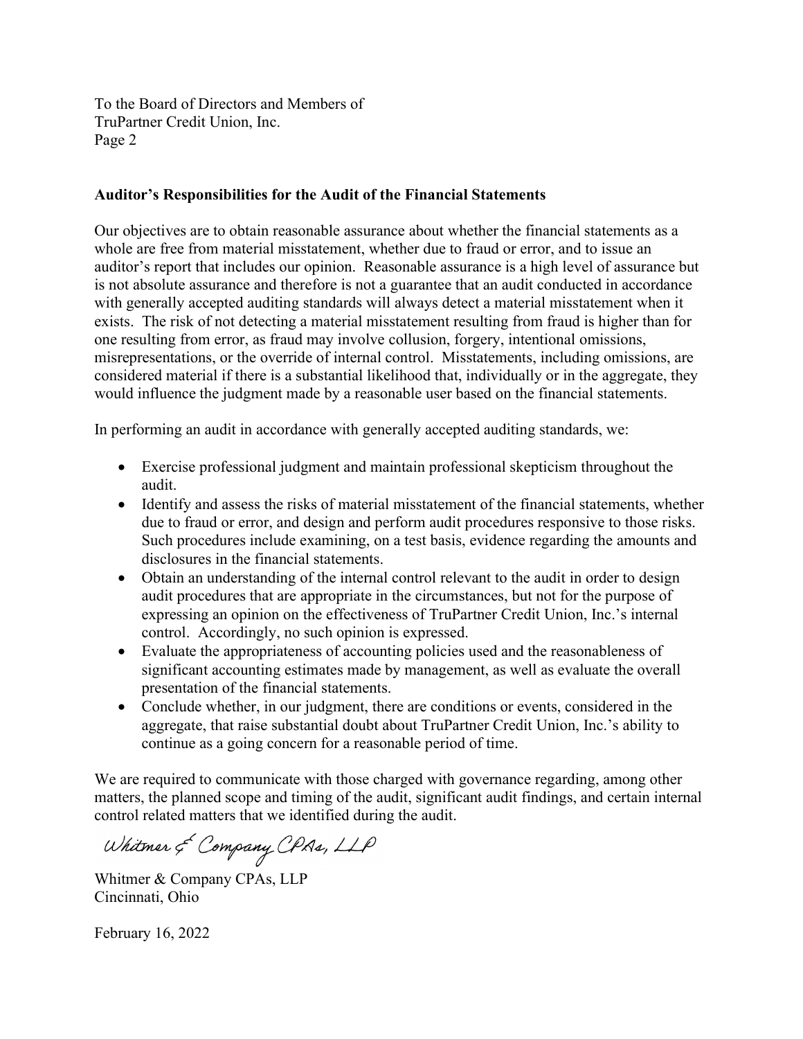To the Board of Directors and Members of
TruPartner Credit Union, Inc.

## Auditor's Responsibilities for the Audit of the Financial Statements

Our objectives are to obtain reasonable assurance about whether the financial statements as a whole are free from material misstatement, whether due to fraud or error, and to issue an auditor's report that includes our opinion. Reasonable assurance is a high level of assurance but is not absolute assurance and therefore is not a guarantee that an audit conducted in accordance with generally accepted auditing standards will always detect a material misstatement when it exists. The risk of not detecting a material misstatement resulting from fraud is higher than for one resulting from error, as fraud may involve collusion, forgery, intentional omissions, misrepresentations, or the override of internal control. Misstatements, including omissions, are considered material if there is a substantial likelihood that, individually or in the aggregate, they would influence the judgment made by a reasonable user based on the financial statements.

In performing an audit in accordance with generally accepted auditing standards, we:

- Exercise professional judgment and maintain professional skepticism throughout the audit.
- Identify and assess the risks of material misstatement of the financial statements, whether due to fraud or error, and design and perform audit procedures responsive to those risks. Such procedures include examining, on a test basis, evidence regarding the amounts and disclosures in the financial statements.
- Obtain an understanding of the internal control relevant to the audit in order to design audit procedures that are appropriate in the circumstances, but not for the purpose of expressing an opinion on the effectiveness of TruPartner Credit Union, Inc.'s internal control. Accordingly, no such opinion is expressed.
- Evaluate the appropriateness of accounting policies used and the reasonableness of significant accounting estimates made by management, as well as evaluate the overall presentation of the financial statements.
- Conclude whether, in our judgment, there are conditions or events, considered in the aggregate, that raise substantial doubt about TruPartner Credit Union, Inc.'s ability to continue as a going concern for a reasonable period of time.

We are required to communicate with those charged with governance regarding, among other matters, the planned scope and timing of the audit, significant audit findings, and certain internal control related matters that we identified during the audit.

*Whitmer & Company CPAs, LLP*

Whitmer & Company CPAs, LLP
Cincinnati, Ohio

February 16, 2022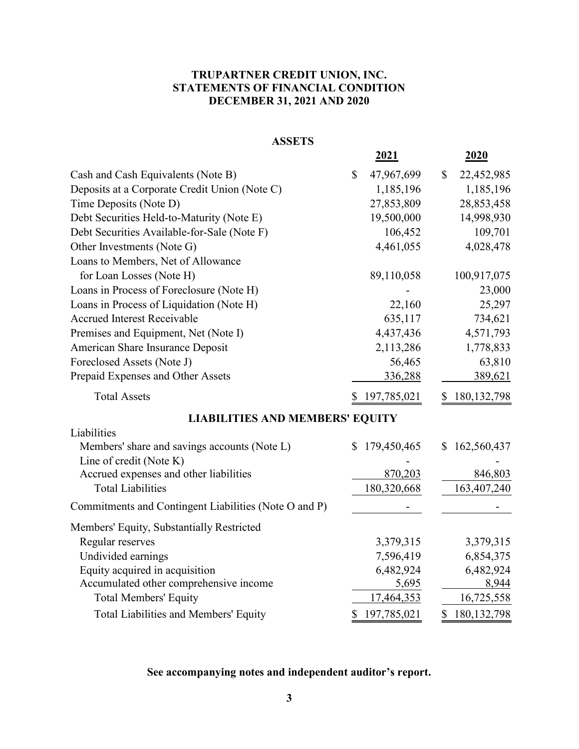# TRUPARTNER CREDIT UNION, INC.
## STATEMENTS OF FINANCIAL CONDITION
## DECEMBER 31, 2021 AND 2020

### ASSETS

| | 2021 | 2020 |
|---|---|---|
| Cash and Cash Equivalents (Note B) | $ 47,967,699 | $ 22,452,985 |
| Deposits at a Corporate Credit Union (Note C) | 1,185,196 | 1,185,196 |
| Time Deposits (Note D) | 27,853,809 | 28,853,458 |
| Debt Securities Held-to-Maturity (Note E) | 19,500,000 | 14,998,930 |
| Debt Securities Available-for-Sale (Note F) | 106,452 | 109,701 |
| Other Investments (Note G) | 4,461,055 | 4,028,478 |
| Loans to Members, Net of Allowance for Loan Losses (Note H) | 89,110,058 | 100,917,075 |
| Loans in Process of Foreclosure (Note H) | - | 23,000 |
| Loans in Process of Liquidation (Note H) | 22,160 | 25,297 |
| Accrued Interest Receivable | 635,117 | 734,621 |
| Premises and Equipment, Net (Note I) | 4,437,436 | 4,571,793 |
| American Share Insurance Deposit | 2,113,286 | 1,778,833 |
| Foreclosed Assets (Note J) | 56,465 | 63,810 |
| Prepaid Expenses and Other Assets | 336,288 | 389,621 |
| Total Assets | $ 197,785,021 | $ 180,132,798 |

### LIABILITIES AND MEMBERS' EQUITY

| | 2021 | 2020 |
|---|---|---|
| Liabilities | | |
| Members' share and savings accounts (Note L) | $ 179,450,465 | $ 162,560,437 |
| Line of credit (Note K) | - | - |
| Accrued expenses and other liabilities | 870,203 | 846,803 |
| Total Liabilities | 180,320,668 | 163,407,240 |
| Commitments and Contingent Liabilities (Note O and P) | - | - |
| Members' Equity, Substantially Restricted | | |
| Regular reserves | 3,379,315 | 3,379,315 |
| Undivided earnings | 7,596,419 | 6,854,375 |
| Equity acquired in acquisition | 6,482,924 | 6,482,924 |
| Accumulated other comprehensive income | 5,695 | 8,944 |
| Total Members' Equity | 17,464,353 | 16,725,558 |
| Total Liabilities and Members' Equity | $ 197,785,021 | $ 180,132,798 |

**See accompanying notes and independent auditor's report.**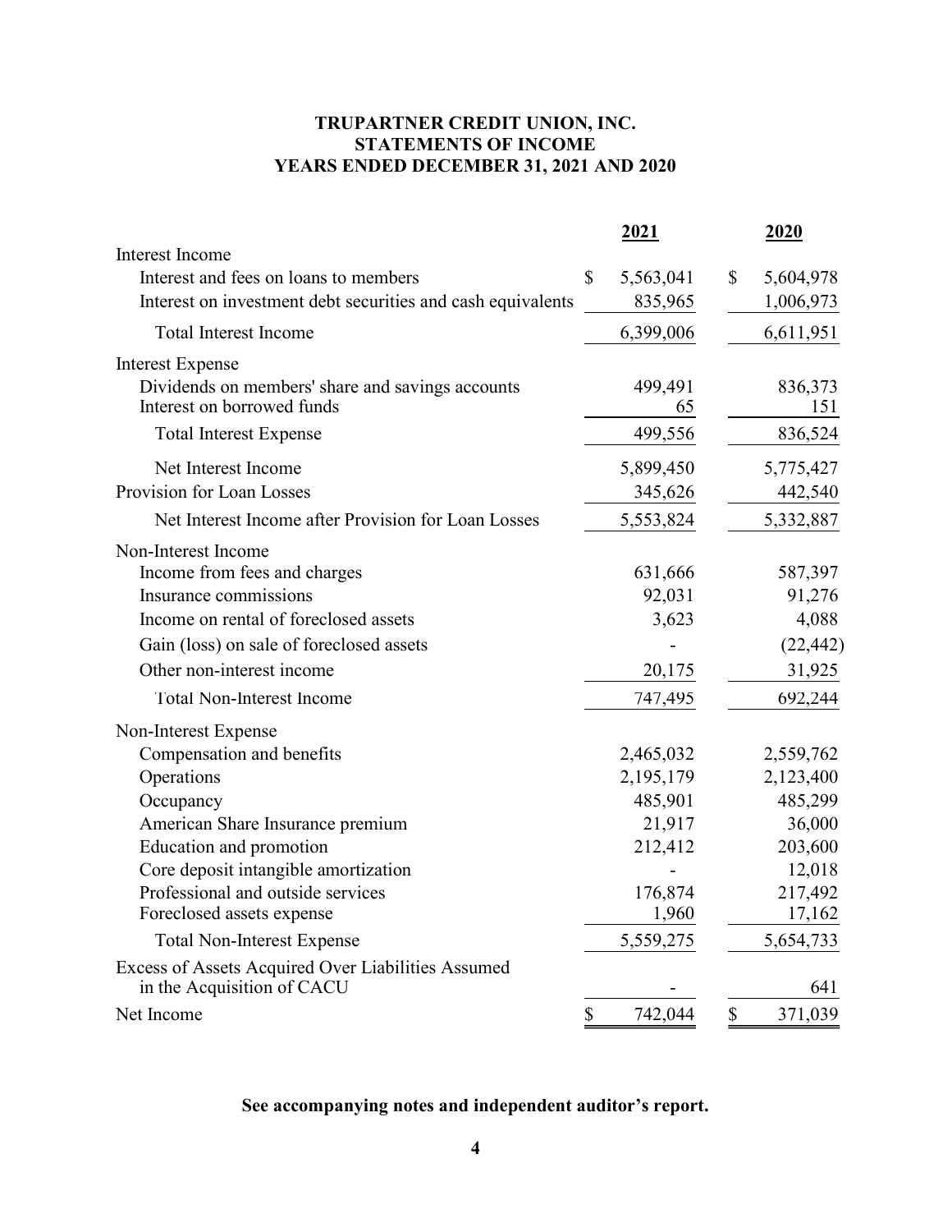# TRUPARTNER CREDIT UNION, INC.
## STATEMENTS OF INCOME
### YEARS ENDED DECEMBER 31, 2021 AND 2020

| | 2021 | 2020 |
|---|---|---|
| **Interest Income** | | |
| Interest and fees on loans to members | $ 5,563,041 | $ 5,604,978 |
| Interest on investment debt securities and cash equivalents | 835,965 | 1,006,973 |
| Total Interest Income | 6,399,006 | 6,611,951 |
| **Interest Expense** | | |
| Dividends on members' share and savings accounts | 499,491 | 836,373 |
| Interest on borrowed funds | 65 | 151 |
| Total Interest Expense | 499,556 | 836,524 |
| Net Interest Income | 5,899,450 | 5,775,427 |
| Provision for Loan Losses | 345,626 | 442,540 |
| Net Interest Income after Provision for Loan Losses | 5,553,824 | 5,332,887 |
| **Non-Interest Income** | | |
| Income from fees and charges | 631,666 | 587,397 |
| Insurance commissions | 92,031 | 91,276 |
| Income on rental of foreclosed assets | 3,623 | 4,088 |
| Gain (loss) on sale of foreclosed assets | - | (22,442) |
| Other non-interest income | 20,175 | 31,925 |
| Total Non-Interest Income | 747,495 | 692,244 |
| **Non-Interest Expense** | | |
| Compensation and benefits | 2,465,032 | 2,559,762 |
| Operations | 2,195,179 | 2,123,400 |
| Occupancy | 485,901 | 485,299 |
| American Share Insurance premium | 21,917 | 36,000 |
| Education and promotion | 212,412 | 203,600 |
| Core deposit intangible amortization | - | 12,018 |
| Professional and outside services | 176,874 | 217,492 |
| Foreclosed assets expense | 1,960 | 17,162 |
| Total Non-Interest Expense | 5,559,275 | 5,654,733 |
| Excess of Assets Acquired Over Liabilities Assumed in the Acquisition of CACU | - | 641 |
| Net Income | $ 742,044 | $ 371,039 |

**See accompanying notes and independent auditor's report.**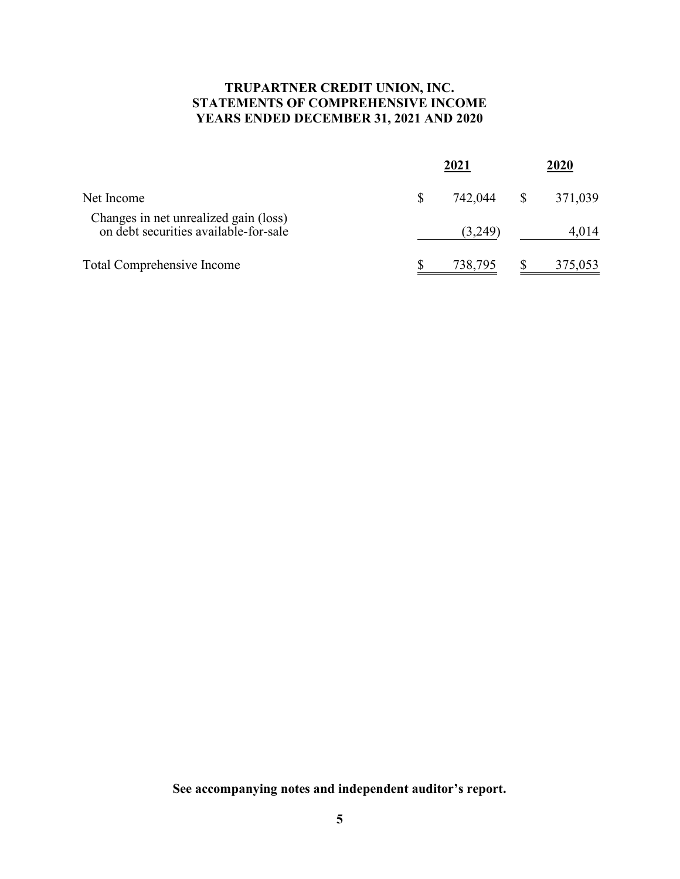# TRUPARTNER CREDIT UNION, INC.
## STATEMENTS OF COMPREHENSIVE INCOME
### YEARS ENDED DECEMBER 31, 2021 AND 2020

| | 2021 | 2020 |
|---|---|---|
| Net Income | $ 742,044 | $ 371,039 |
| Changes in net unrealized gain (loss) on debt securities available-for-sale | (3,249) | 4,014 |
| Total Comprehensive Income | $ 738,795 | $ 375,053 |

**See accompanying notes and independent auditor's report.**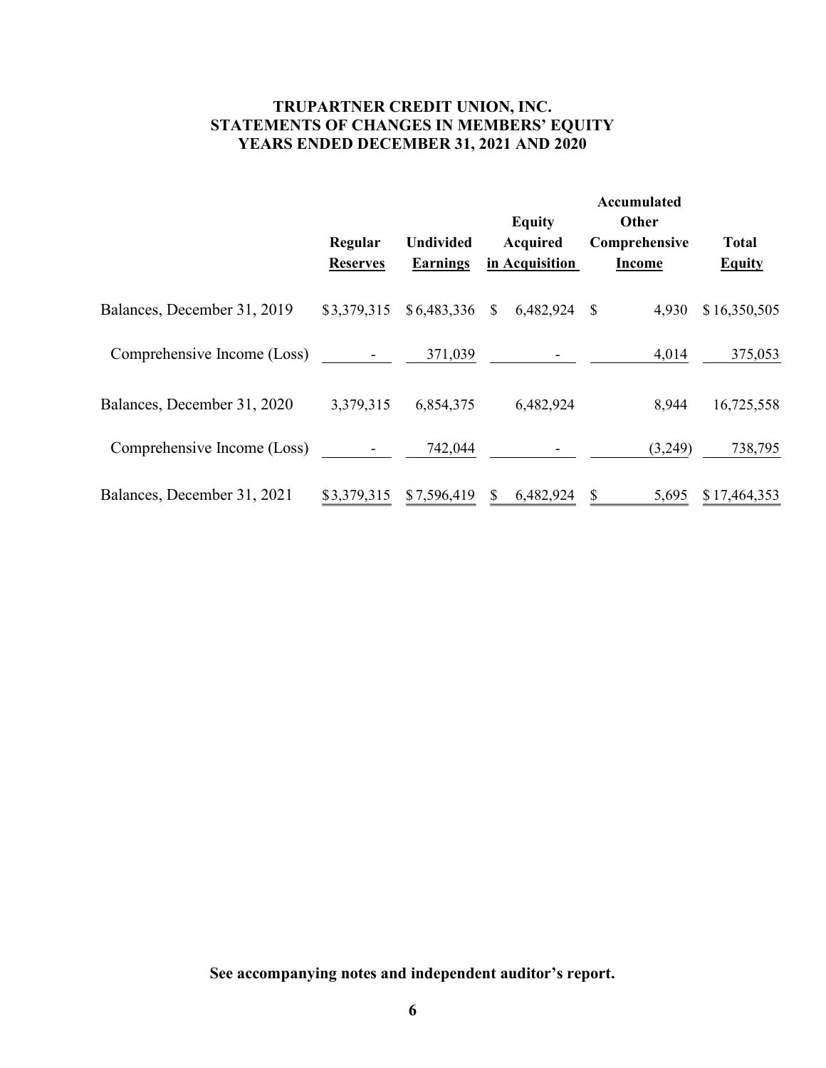# TRUPARTNER CREDIT UNION, INC.
## STATEMENTS OF CHANGES IN MEMBERS' EQUITY
### YEARS ENDED DECEMBER 31, 2021 AND 2020

| | Regular Reserves | Undivided Earnings | Equity Acquired in Acquisition | Accumulated Other Comprehensive Income | Total Equity |
|---|---|---|---|---|---|
| Balances, December 31, 2019 | $3,379,315 | $6,483,336 | $ 6,482,924 | $ 4,930 | $16,350,505 |
| Comprehensive Income (Loss) | - | 371,039 | - | 4,014 | 375,053 |
| Balances, December 31, 2020 | 3,379,315 | 6,854,375 | 6,482,924 | 8,944 | 16,725,558 |
| Comprehensive Income (Loss) | - | 742,044 | - | (3,249) | 738,795 |
| Balances, December 31, 2021 | $3,379,315 | $7,596,419 | $ 6,482,924 | $ 5,695 | $17,464,353 |

**See accompanying notes and independent auditor's report.**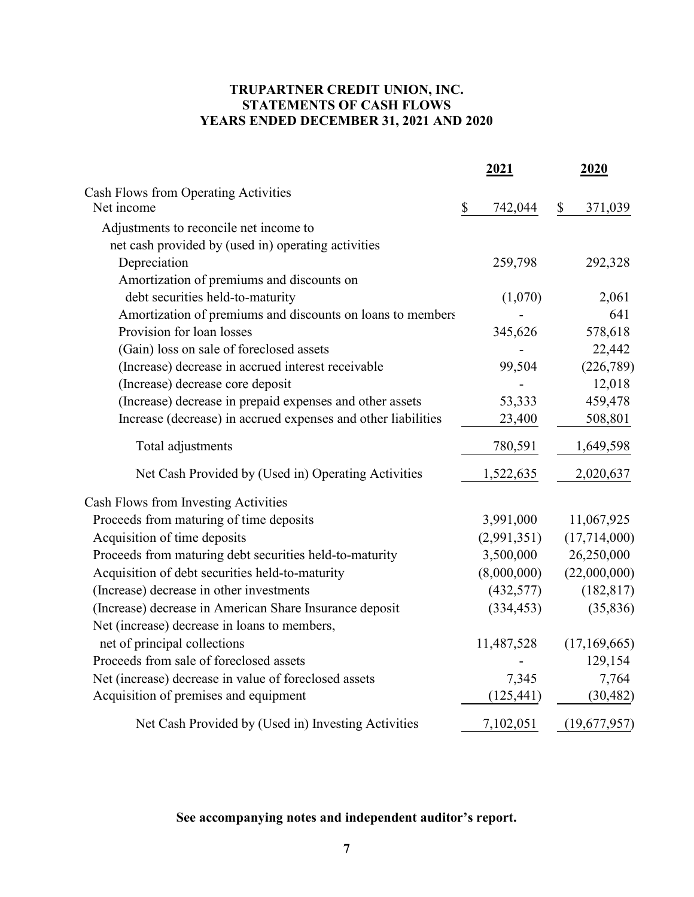**TRUPARTNER CREDIT UNION, INC.**
**STATEMENTS OF CASH FLOWS**
**YEARS ENDED DECEMBER 31, 2021 AND 2020**

| | 2021 | 2020 |
|---|---|---|
| Cash Flows from Operating Activities | | |
| Net income | $ 742,044 | $ 371,039 |
| Adjustments to reconcile net income to net cash provided by (used in) operating activities | | |
| Depreciation | 259,798 | 292,328 |
| Amortization of premiums and discounts on debt securities held-to-maturity | (1,070) | 2,061 |
| Amortization of premiums and discounts on loans to members | - | 641 |
| Provision for loan losses | 345,626 | 578,618 |
| (Gain) loss on sale of foreclosed assets | - | 22,442 |
| (Increase) decrease in accrued interest receivable | 99,504 | (226,789) |
| (Increase) decrease core deposit | - | 12,018 |
| (Increase) decrease in prepaid expenses and other assets | 53,333 | 459,478 |
| Increase (decrease) in accrued expenses and other liabilities | 23,400 | 508,801 |
| Total adjustments | 780,591 | 1,649,598 |
| Net Cash Provided by (Used in) Operating Activities | 1,522,635 | 2,020,637 |
| Cash Flows from Investing Activities | | |
| Proceeds from maturing of time deposits | 3,991,000 | 11,067,925 |
| Acquisition of time deposits | (2,991,351) | (17,714,000) |
| Proceeds from maturing debt securities held-to-maturity | 3,500,000 | 26,250,000 |
| Acquisition of debt securities held-to-maturity | (8,000,000) | (22,000,000) |
| (Increase) decrease in other investments | (432,577) | (182,817) |
| (Increase) decrease in American Share Insurance deposit | (334,453) | (35,836) |
| Net (increase) decrease in loans to members, net of principal collections | 11,487,528 | (17,169,665) |
| Proceeds from sale of foreclosed assets | - | 129,154 |
| Net (increase) decrease in value of foreclosed assets | 7,345 | 7,764 |
| Acquisition of premises and equipment | (125,441) | (30,482) |
| Net Cash Provided by (Used in) Investing Activities | 7,102,051 | (19,677,957) |

**See accompanying notes and independent auditor's report.**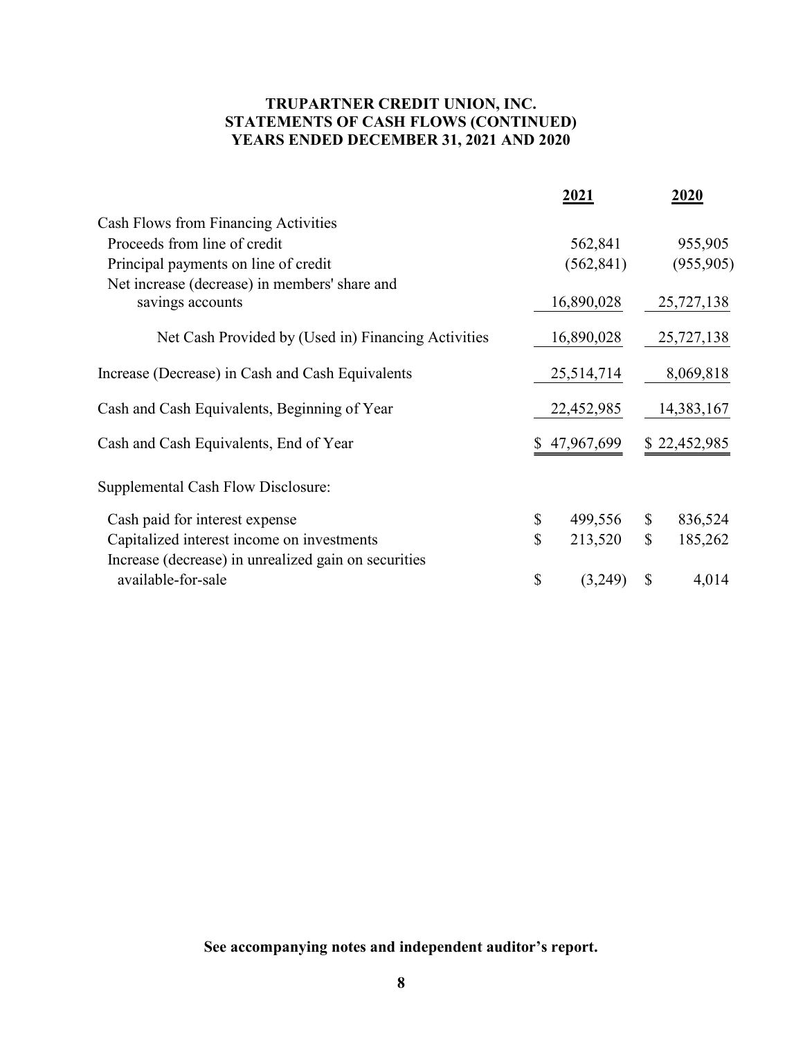**TRUPARTNER CREDIT UNION, INC.**
**STATEMENTS OF CASH FLOWS (CONTINUED)**
**YEARS ENDED DECEMBER 31, 2021 AND 2020**

| | 2021 | 2020 |
|---|---|---|
| Cash Flows from Financing Activities | | |
| Proceeds from line of credit | 562,841 | 955,905 |
| Principal payments on line of credit | (562,841) | (955,905) |
| Net increase (decrease) in members' share and savings accounts | 16,890,028 | 25,727,138 |
| Net Cash Provided by (Used in) Financing Activities | 16,890,028 | 25,727,138 |
| Increase (Decrease) in Cash and Cash Equivalents | 25,514,714 | 8,069,818 |
| Cash and Cash Equivalents, Beginning of Year | 22,452,985 | 14,383,167 |
| Cash and Cash Equivalents, End of Year | $ 47,967,699 | $ 22,452,985 |
| Supplemental Cash Flow Disclosure: | | |
| Cash paid for interest expense | $ 499,556 | $ 836,524 |
| Capitalized interest income on investments | $ 213,520 | $ 185,262 |
| Increase (decrease) in unrealized gain on securities available-for-sale | $ (3,249) | $ 4,014 |

**See accompanying notes and independent auditor's report.**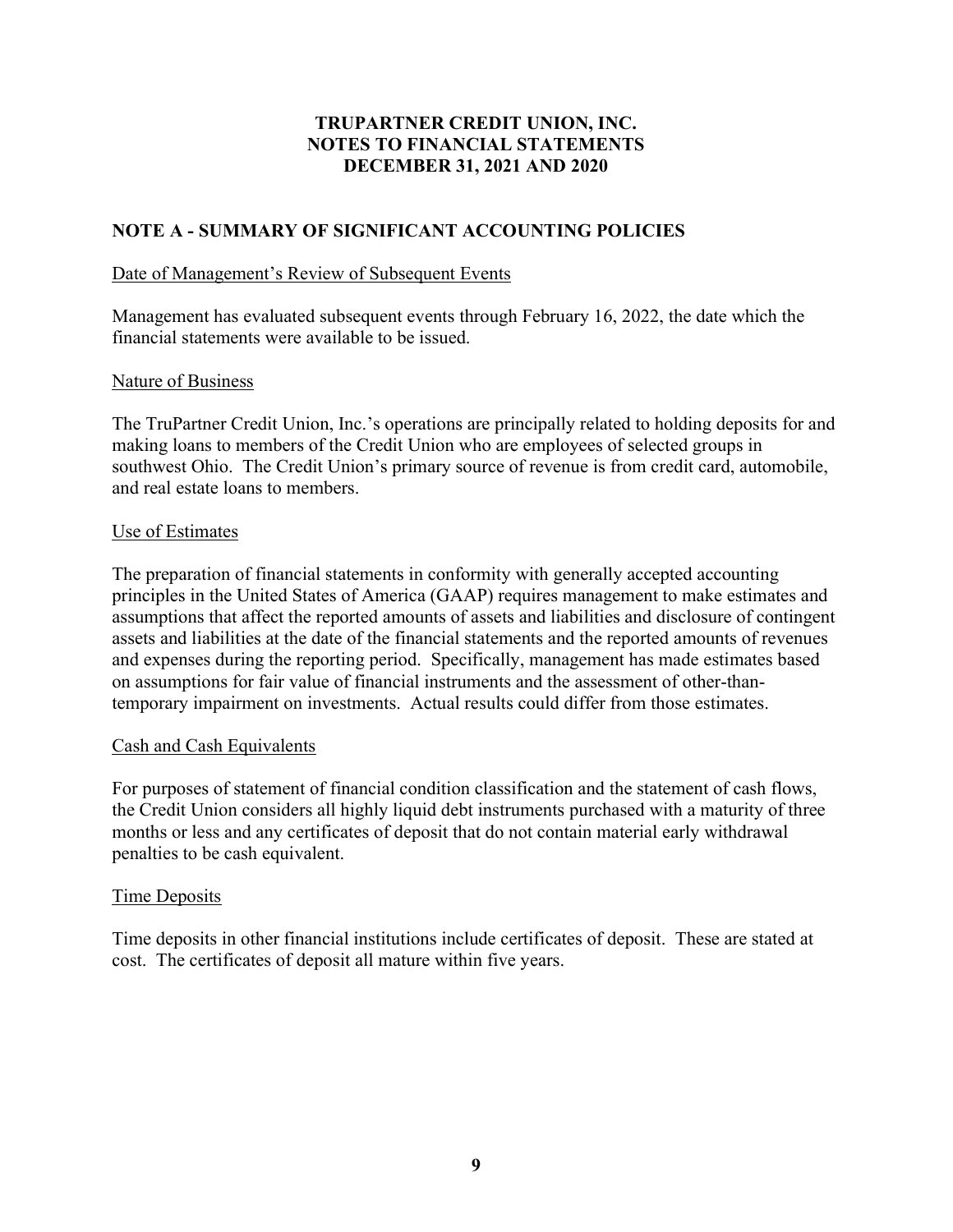# TRUPARTNER CREDIT UNION, INC.
# NOTES TO FINANCIAL STATEMENTS
# DECEMBER 31, 2021 AND 2020

## NOTE A - SUMMARY OF SIGNIFICANT ACCOUNTING POLICIES

### Date of Management's Review of Subsequent Events

Management has evaluated subsequent events through February 16, 2022, the date which the financial statements were available to be issued.

### Nature of Business

The TruPartner Credit Union, Inc.'s operations are principally related to holding deposits for and making loans to members of the Credit Union who are employees of selected groups in southwest Ohio. The Credit Union's primary source of revenue is from credit card, automobile, and real estate loans to members.

### Use of Estimates

The preparation of financial statements in conformity with generally accepted accounting principles in the United States of America (GAAP) requires management to make estimates and assumptions that affect the reported amounts of assets and liabilities and disclosure of contingent assets and liabilities at the date of the financial statements and the reported amounts of revenues and expenses during the reporting period. Specifically, management has made estimates based on assumptions for fair value of financial instruments and the assessment of other-than-temporary impairment on investments. Actual results could differ from those estimates.

### Cash and Cash Equivalents

For purposes of statement of financial condition classification and the statement of cash flows, the Credit Union considers all highly liquid debt instruments purchased with a maturity of three months or less and any certificates of deposit that do not contain material early withdrawal penalties to be cash equivalent.

### Time Deposits

Time deposits in other financial institutions include certificates of deposit. These are stated at cost. The certificates of deposit all mature within five years.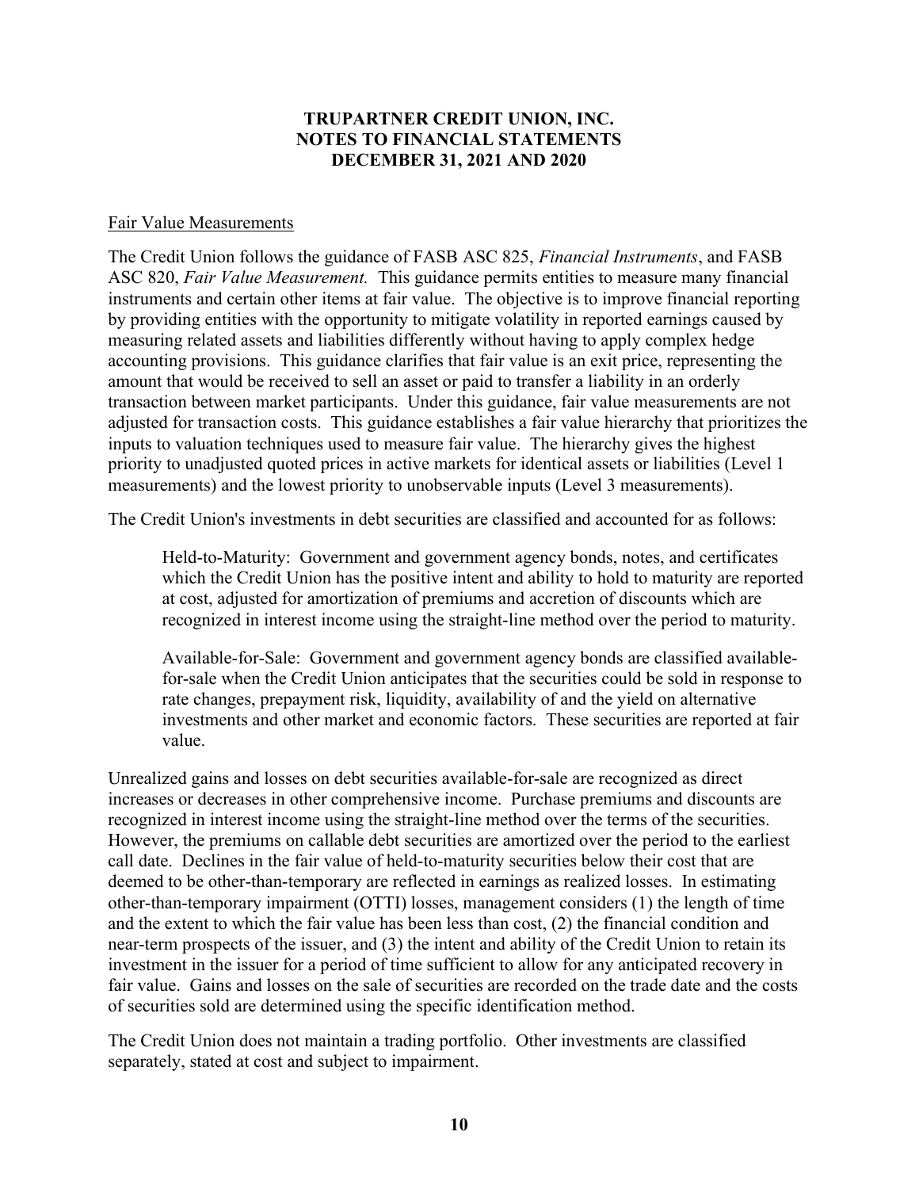TRUPARTNER CREDIT UNION, INC.
NOTES TO FINANCIAL STATEMENTS
DECEMBER 31, 2021 AND 2020

## Fair Value Measurements

The Credit Union follows the guidance of FASB ASC 825, *Financial Instruments*, and FASB ASC 820, *Fair Value Measurement.* This guidance permits entities to measure many financial instruments and certain other items at fair value. The objective is to improve financial reporting by providing entities with the opportunity to mitigate volatility in reported earnings caused by measuring related assets and liabilities differently without having to apply complex hedge accounting provisions. This guidance clarifies that fair value is an exit price, representing the amount that would be received to sell an asset or paid to transfer a liability in an orderly transaction between market participants. Under this guidance, fair value measurements are not adjusted for transaction costs. This guidance establishes a fair value hierarchy that prioritizes the inputs to valuation techniques used to measure fair value. The hierarchy gives the highest priority to unadjusted quoted prices in active markets for identical assets or liabilities (Level 1 measurements) and the lowest priority to unobservable inputs (Level 3 measurements).

The Credit Union's investments in debt securities are classified and accounted for as follows:

> Held-to-Maturity: Government and government agency bonds, notes, and certificates which the Credit Union has the positive intent and ability to hold to maturity are reported at cost, adjusted for amortization of premiums and accretion of discounts which are recognized in interest income using the straight-line method over the period to maturity.
>
> Available-for-Sale: Government and government agency bonds are classified available-for-sale when the Credit Union anticipates that the securities could be sold in response to rate changes, prepayment risk, liquidity, availability of and the yield on alternative investments and other market and economic factors. These securities are reported at fair value.

Unrealized gains and losses on debt securities available-for-sale are recognized as direct increases or decreases in other comprehensive income. Purchase premiums and discounts are recognized in interest income using the straight-line method over the terms of the securities. However, the premiums on callable debt securities are amortized over the period to the earliest call date. Declines in the fair value of held-to-maturity securities below their cost that are deemed to be other-than-temporary are reflected in earnings as realized losses. In estimating other-than-temporary impairment (OTTI) losses, management considers (1) the length of time and the extent to which the fair value has been less than cost, (2) the financial condition and near-term prospects of the issuer, and (3) the intent and ability of the Credit Union to retain its investment in the issuer for a period of time sufficient to allow for any anticipated recovery in fair value. Gains and losses on the sale of securities are recorded on the trade date and the costs of securities sold are determined using the specific identification method.

The Credit Union does not maintain a trading portfolio. Other investments are classified separately, stated at cost and subject to impairment.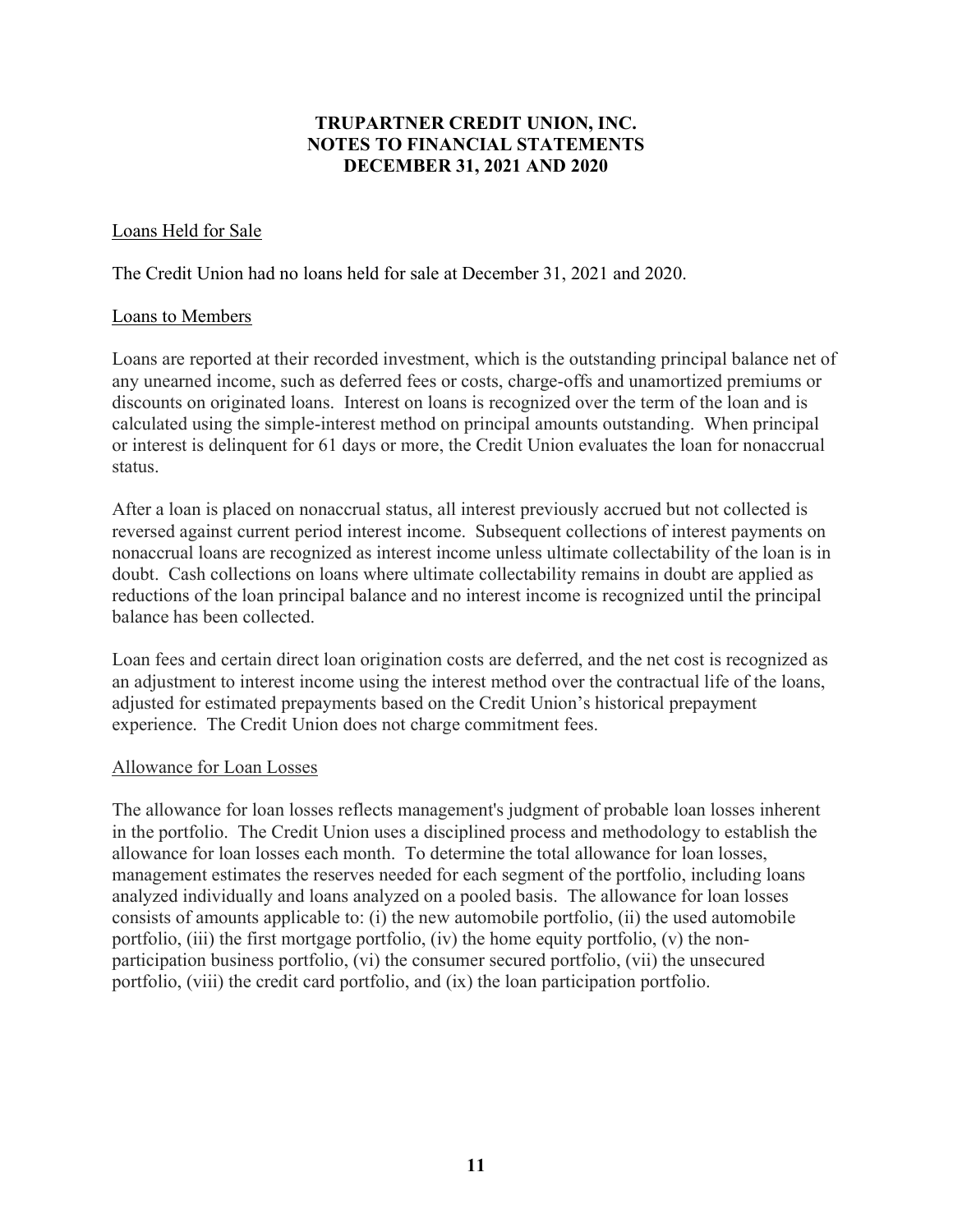## Loans Held for Sale

The Credit Union had no loans held for sale at December 31, 2021 and 2020.

## Loans to Members

Loans are reported at their recorded investment, which is the outstanding principal balance net of any unearned income, such as deferred fees or costs, charge-offs and unamortized premiums or discounts on originated loans. Interest on loans is recognized over the term of the loan and is calculated using the simple-interest method on principal amounts outstanding. When principal or interest is delinquent for 61 days or more, the Credit Union evaluates the loan for nonaccrual status.

After a loan is placed on nonaccrual status, all interest previously accrued but not collected is reversed against current period interest income. Subsequent collections of interest payments on nonaccrual loans are recognized as interest income unless ultimate collectability of the loan is in doubt. Cash collections on loans where ultimate collectability remains in doubt are applied as reductions of the loan principal balance and no interest income is recognized until the principal balance has been collected.

Loan fees and certain direct loan origination costs are deferred, and the net cost is recognized as an adjustment to interest income using the interest method over the contractual life of the loans, adjusted for estimated prepayments based on the Credit Union's historical prepayment experience. The Credit Union does not charge commitment fees.

## Allowance for Loan Losses

The allowance for loan losses reflects management's judgment of probable loan losses inherent in the portfolio. The Credit Union uses a disciplined process and methodology to establish the allowance for loan losses each month. To determine the total allowance for loan losses, management estimates the reserves needed for each segment of the portfolio, including loans analyzed individually and loans analyzed on a pooled basis. The allowance for loan losses consists of amounts applicable to: (i) the new automobile portfolio, (ii) the used automobile portfolio, (iii) the first mortgage portfolio, (iv) the home equity portfolio, (v) the non-participation business portfolio, (vi) the consumer secured portfolio, (vii) the unsecured portfolio, (viii) the credit card portfolio, and (ix) the loan participation portfolio.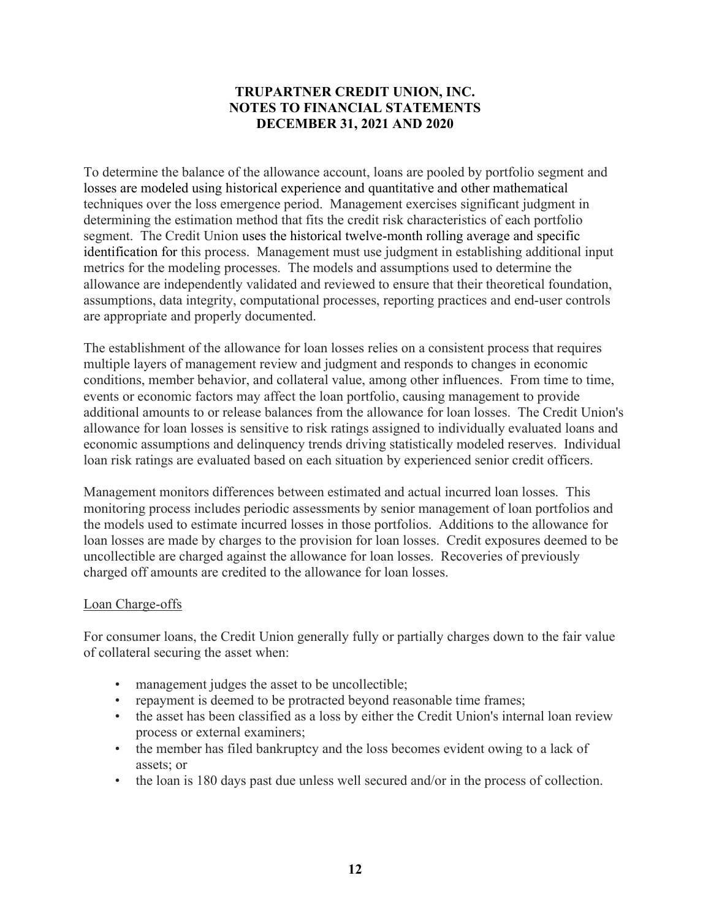To determine the balance of the allowance account, loans are pooled by portfolio segment and losses are modeled using historical experience and quantitative and other mathematical techniques over the loss emergence period. Management exercises significant judgment in determining the estimation method that fits the credit risk characteristics of each portfolio segment. The Credit Union uses the historical twelve-month rolling average and specific identification for this process. Management must use judgment in establishing additional input metrics for the modeling processes. The models and assumptions used to determine the allowance are independently validated and reviewed to ensure that their theoretical foundation, assumptions, data integrity, computational processes, reporting practices and end-user controls are appropriate and properly documented.

The establishment of the allowance for loan losses relies on a consistent process that requires multiple layers of management review and judgment and responds to changes in economic conditions, member behavior, and collateral value, among other influences. From time to time, events or economic factors may affect the loan portfolio, causing management to provide additional amounts to or release balances from the allowance for loan losses. The Credit Union's allowance for loan losses is sensitive to risk ratings assigned to individually evaluated loans and economic assumptions and delinquency trends driving statistically modeled reserves. Individual loan risk ratings are evaluated based on each situation by experienced senior credit officers.

Management monitors differences between estimated and actual incurred loan losses. This monitoring process includes periodic assessments by senior management of loan portfolios and the models used to estimate incurred losses in those portfolios. Additions to the allowance for loan losses are made by charges to the provision for loan losses. Credit exposures deemed to be uncollectible are charged against the allowance for loan losses. Recoveries of previously charged off amounts are credited to the allowance for loan losses.

Loan Charge-offs

For consumer loans, the Credit Union generally fully or partially charges down to the fair value of collateral securing the asset when:

- management judges the asset to be uncollectible;
- repayment is deemed to be protracted beyond reasonable time frames;
- the asset has been classified as a loss by either the Credit Union's internal loan review process or external examiners;
- the member has filed bankruptcy and the loss becomes evident owing to a lack of assets; or
- the loan is 180 days past due unless well secured and/or in the process of collection.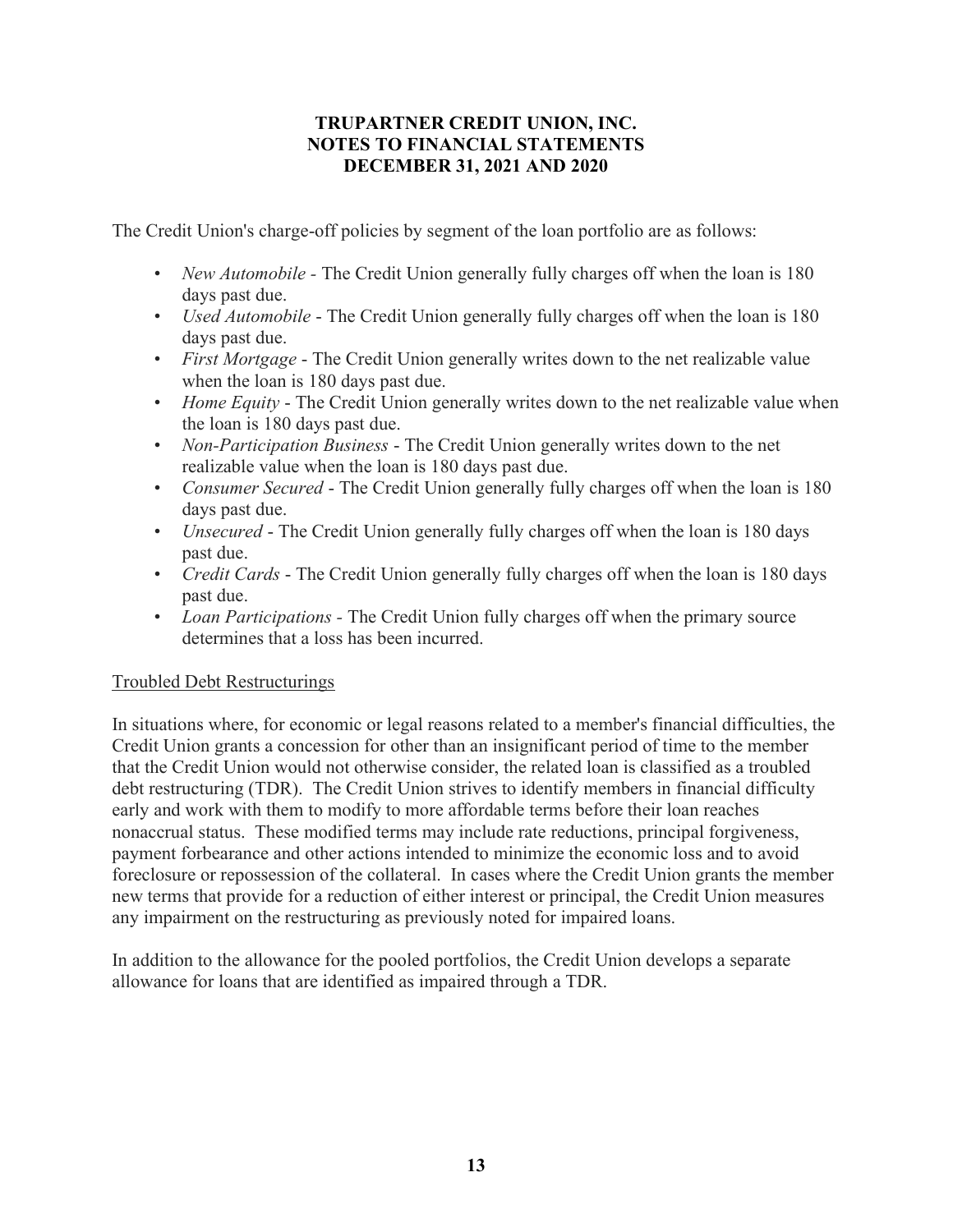The Credit Union's charge-off policies by segment of the loan portfolio are as follows:

- *New Automobile* - The Credit Union generally fully charges off when the loan is 180 days past due.
- *Used Automobile* - The Credit Union generally fully charges off when the loan is 180 days past due.
- *First Mortgage* - The Credit Union generally writes down to the net realizable value when the loan is 180 days past due.
- *Home Equity* - The Credit Union generally writes down to the net realizable value when the loan is 180 days past due.
- *Non-Participation Business* - The Credit Union generally writes down to the net realizable value when the loan is 180 days past due.
- *Consumer Secured* - The Credit Union generally fully charges off when the loan is 180 days past due.
- *Unsecured* - The Credit Union generally fully charges off when the loan is 180 days past due.
- *Credit Cards* - The Credit Union generally fully charges off when the loan is 180 days past due.
- *Loan Participations* - The Credit Union fully charges off when the primary source determines that a loss has been incurred.

Troubled Debt Restructurings

In situations where, for economic or legal reasons related to a member's financial difficulties, the Credit Union grants a concession for other than an insignificant period of time to the member that the Credit Union would not otherwise consider, the related loan is classified as a troubled debt restructuring (TDR). The Credit Union strives to identify members in financial difficulty early and work with them to modify to more affordable terms before their loan reaches nonaccrual status. These modified terms may include rate reductions, principal forgiveness, payment forbearance and other actions intended to minimize the economic loss and to avoid foreclosure or repossession of the collateral. In cases where the Credit Union grants the member new terms that provide for a reduction of either interest or principal, the Credit Union measures any impairment on the restructuring as previously noted for impaired loans.

In addition to the allowance for the pooled portfolios, the Credit Union develops a separate allowance for loans that are identified as impaired through a TDR.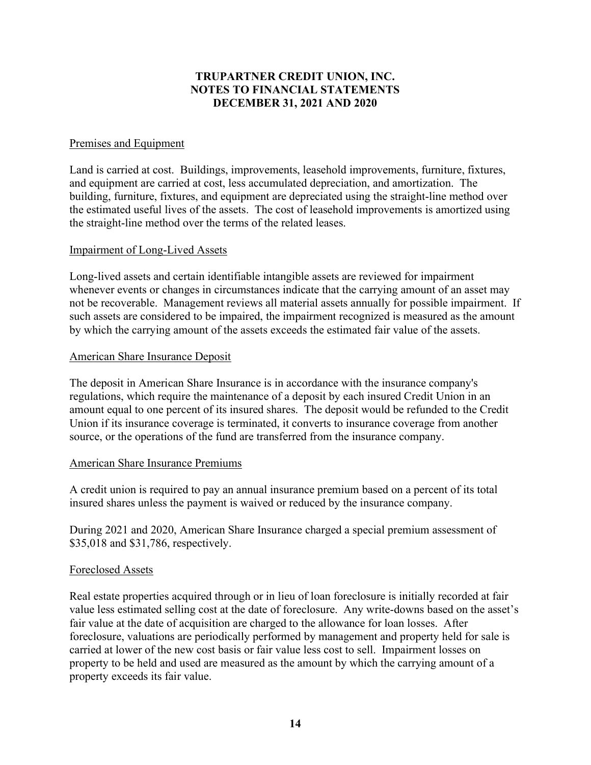# TRUPARTNER CREDIT UNION, INC.
# NOTES TO FINANCIAL STATEMENTS
# DECEMBER 31, 2021 AND 2020

Premises and Equipment

Land is carried at cost. Buildings, improvements, leasehold improvements, furniture, fixtures, and equipment are carried at cost, less accumulated depreciation, and amortization. The building, furniture, fixtures, and equipment are depreciated using the straight-line method over the estimated useful lives of the assets. The cost of leasehold improvements is amortized using the straight-line method over the terms of the related leases.

Impairment of Long-Lived Assets

Long-lived assets and certain identifiable intangible assets are reviewed for impairment whenever events or changes in circumstances indicate that the carrying amount of an asset may not be recoverable. Management reviews all material assets annually for possible impairment. If such assets are considered to be impaired, the impairment recognized is measured as the amount by which the carrying amount of the assets exceeds the estimated fair value of the assets.

American Share Insurance Deposit

The deposit in American Share Insurance is in accordance with the insurance company's regulations, which require the maintenance of a deposit by each insured Credit Union in an amount equal to one percent of its insured shares. The deposit would be refunded to the Credit Union if its insurance coverage is terminated, it converts to insurance coverage from another source, or the operations of the fund are transferred from the insurance company.

American Share Insurance Premiums

A credit union is required to pay an annual insurance premium based on a percent of its total insured shares unless the payment is waived or reduced by the insurance company.

During 2021 and 2020, American Share Insurance charged a special premium assessment of $35,018 and $31,786, respectively.

Foreclosed Assets

Real estate properties acquired through or in lieu of loan foreclosure is initially recorded at fair value less estimated selling cost at the date of foreclosure. Any write-downs based on the asset's fair value at the date of acquisition are charged to the allowance for loan losses. After foreclosure, valuations are periodically performed by management and property held for sale is carried at lower of the new cost basis or fair value less cost to sell. Impairment losses on property to be held and used are measured as the amount by which the carrying amount of a property exceeds its fair value.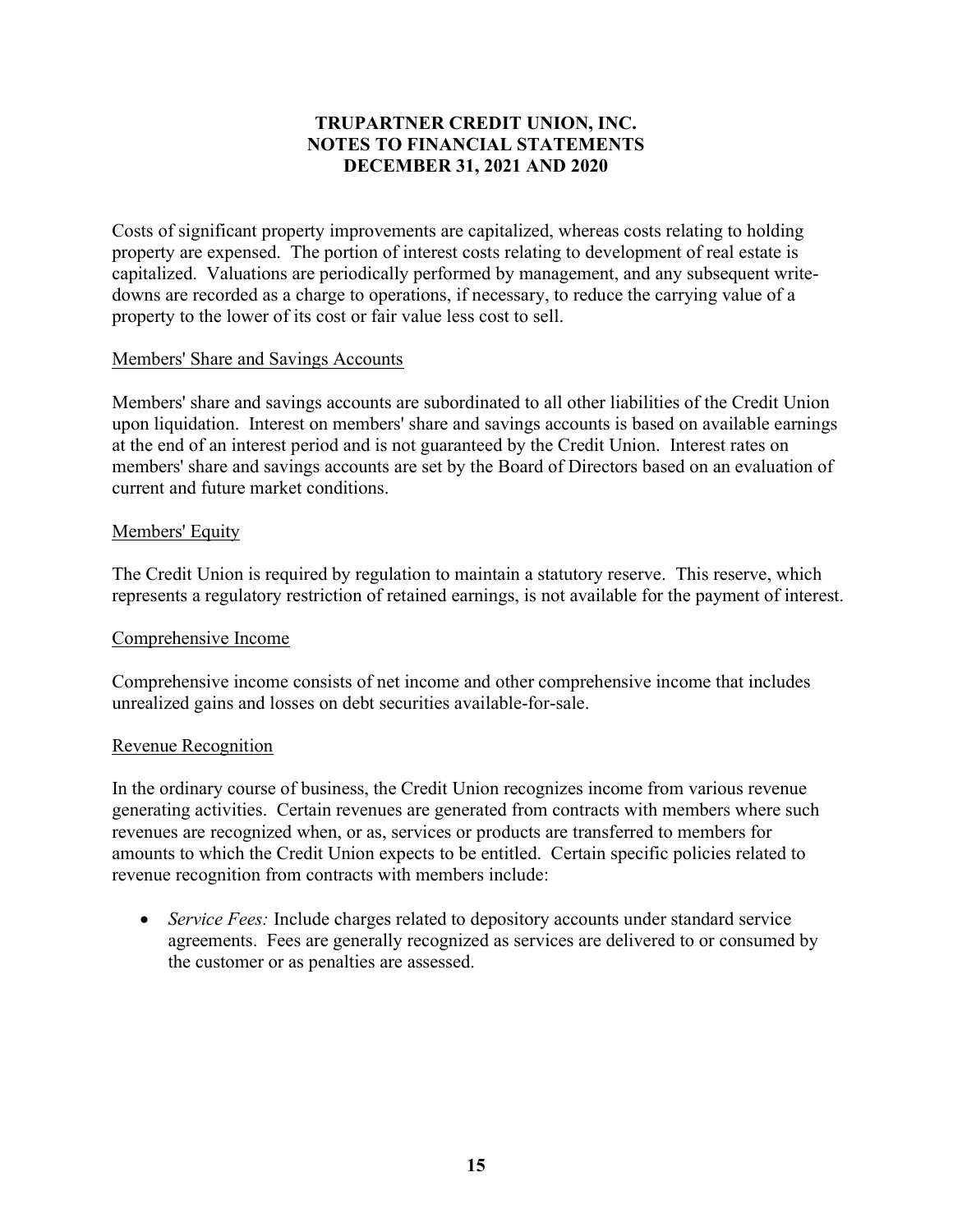Costs of significant property improvements are capitalized, whereas costs relating to holding property are expensed. The portion of interest costs relating to development of real estate is capitalized. Valuations are periodically performed by management, and any subsequent write-downs are recorded as a charge to operations, if necessary, to reduce the carrying value of a property to the lower of its cost or fair value less cost to sell.

## Members' Share and Savings Accounts

Members' share and savings accounts are subordinated to all other liabilities of the Credit Union upon liquidation. Interest on members' share and savings accounts is based on available earnings at the end of an interest period and is not guaranteed by the Credit Union. Interest rates on members' share and savings accounts are set by the Board of Directors based on an evaluation of current and future market conditions.

## Members' Equity

The Credit Union is required by regulation to maintain a statutory reserve. This reserve, which represents a regulatory restriction of retained earnings, is not available for the payment of interest.

## Comprehensive Income

Comprehensive income consists of net income and other comprehensive income that includes unrealized gains and losses on debt securities available-for-sale.

## Revenue Recognition

In the ordinary course of business, the Credit Union recognizes income from various revenue generating activities. Certain revenues are generated from contracts with members where such revenues are recognized when, or as, services or products are transferred to members for amounts to which the Credit Union expects to be entitled. Certain specific policies related to revenue recognition from contracts with members include:

- *Service Fees:* Include charges related to depository accounts under standard service agreements. Fees are generally recognized as services are delivered to or consumed by the customer or as penalties are assessed.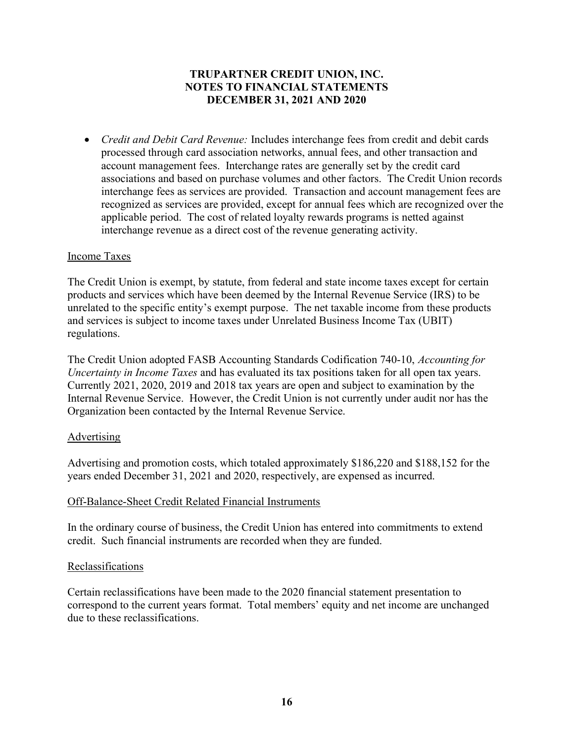- *Credit and Debit Card Revenue:* Includes interchange fees from credit and debit cards processed through card association networks, annual fees, and other transaction and account management fees. Interchange rates are generally set by the credit card associations and based on purchase volumes and other factors. The Credit Union records interchange fees as services are provided. Transaction and account management fees are recognized as services are provided, except for annual fees which are recognized over the applicable period. The cost of related loyalty rewards programs is netted against interchange revenue as a direct cost of the revenue generating activity.

## Income Taxes

The Credit Union is exempt, by statute, from federal and state income taxes except for certain products and services which have been deemed by the Internal Revenue Service (IRS) to be unrelated to the specific entity's exempt purpose. The net taxable income from these products and services is subject to income taxes under Unrelated Business Income Tax (UBIT) regulations.

The Credit Union adopted FASB Accounting Standards Codification 740-10, *Accounting for Uncertainty in Income Taxes* and has evaluated its tax positions taken for all open tax years. Currently 2021, 2020, 2019 and 2018 tax years are open and subject to examination by the Internal Revenue Service. However, the Credit Union is not currently under audit nor has the Organization been contacted by the Internal Revenue Service.

## Advertising

Advertising and promotion costs, which totaled approximately $186,220 and $188,152 for the years ended December 31, 2021 and 2020, respectively, are expensed as incurred.

## Off-Balance-Sheet Credit Related Financial Instruments

In the ordinary course of business, the Credit Union has entered into commitments to extend credit. Such financial instruments are recorded when they are funded.

## Reclassifications

Certain reclassifications have been made to the 2020 financial statement presentation to correspond to the current years format. Total members' equity and net income are unchanged due to these reclassifications.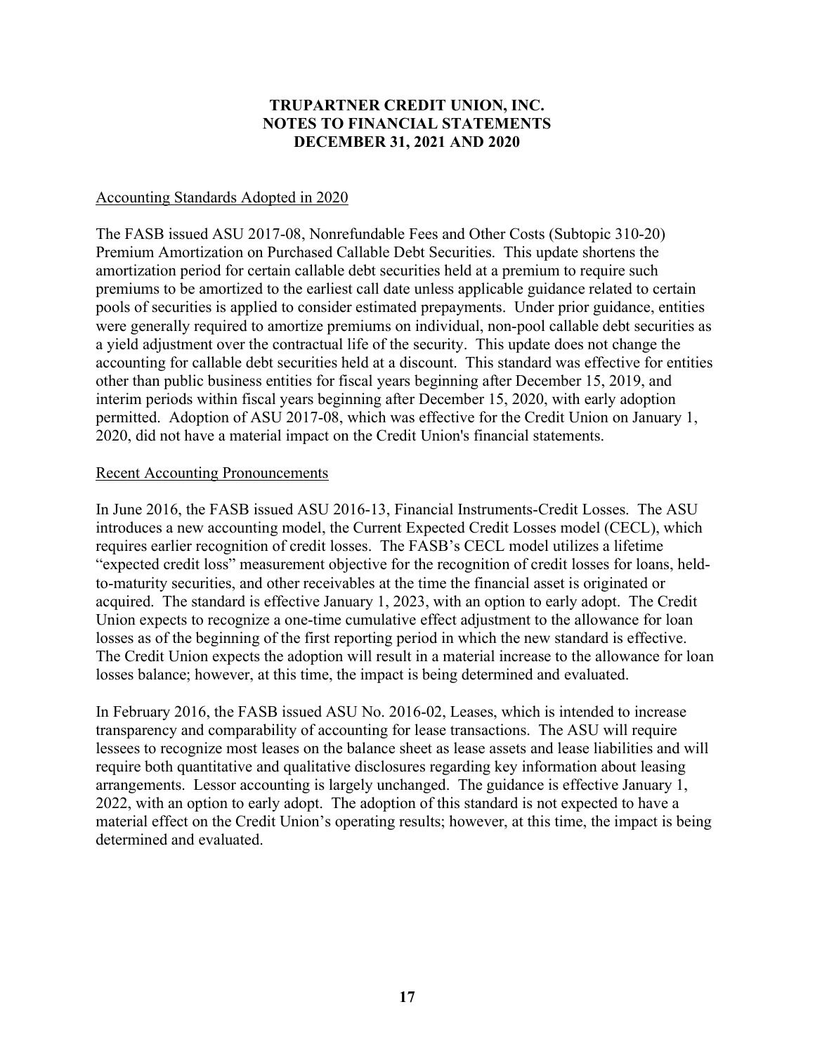Accounting Standards Adopted in 2020

The FASB issued ASU 2017-08, Nonrefundable Fees and Other Costs (Subtopic 310-20) Premium Amortization on Purchased Callable Debt Securities. This update shortens the amortization period for certain callable debt securities held at a premium to require such premiums to be amortized to the earliest call date unless applicable guidance related to certain pools of securities is applied to consider estimated prepayments. Under prior guidance, entities were generally required to amortize premiums on individual, non-pool callable debt securities as a yield adjustment over the contractual life of the security. This update does not change the accounting for callable debt securities held at a discount. This standard was effective for entities other than public business entities for fiscal years beginning after December 15, 2019, and interim periods within fiscal years beginning after December 15, 2020, with early adoption permitted. Adoption of ASU 2017-08, which was effective for the Credit Union on January 1, 2020, did not have a material impact on the Credit Union's financial statements.

Recent Accounting Pronouncements

In June 2016, the FASB issued ASU 2016-13, Financial Instruments-Credit Losses. The ASU introduces a new accounting model, the Current Expected Credit Losses model (CECL), which requires earlier recognition of credit losses. The FASB's CECL model utilizes a lifetime "expected credit loss" measurement objective for the recognition of credit losses for loans, held-to-maturity securities, and other receivables at the time the financial asset is originated or acquired. The standard is effective January 1, 2023, with an option to early adopt. The Credit Union expects to recognize a one-time cumulative effect adjustment to the allowance for loan losses as of the beginning of the first reporting period in which the new standard is effective. The Credit Union expects the adoption will result in a material increase to the allowance for loan losses balance; however, at this time, the impact is being determined and evaluated.

In February 2016, the FASB issued ASU No. 2016-02, Leases, which is intended to increase transparency and comparability of accounting for lease transactions. The ASU will require lessees to recognize most leases on the balance sheet as lease assets and lease liabilities and will require both quantitative and qualitative disclosures regarding key information about leasing arrangements. Lessor accounting is largely unchanged. The guidance is effective January 1, 2022, with an option to early adopt. The adoption of this standard is not expected to have a material effect on the Credit Union's operating results; however, at this time, the impact is being determined and evaluated.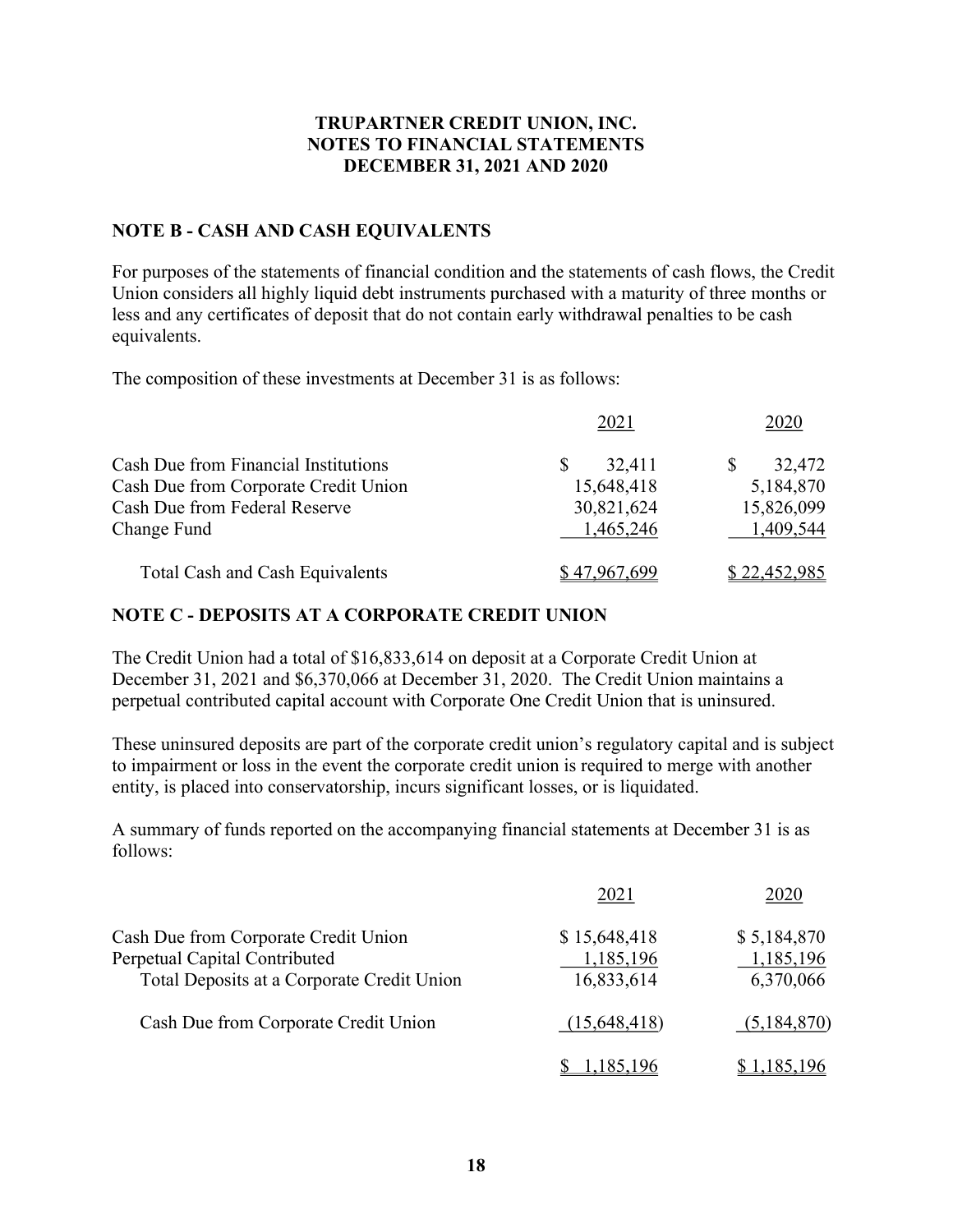**TRUPARTNER CREDIT UNION, INC.**
**NOTES TO FINANCIAL STATEMENTS**
**DECEMBER 31, 2021 AND 2020**

## NOTE B - CASH AND CASH EQUIVALENTS

For purposes of the statements of financial condition and the statements of cash flows, the Credit Union considers all highly liquid debt instruments purchased with a maturity of three months or less and any certificates of deposit that do not contain early withdrawal penalties to be cash equivalents.

The composition of these investments at December 31 is as follows:

| | 2021 | 2020 |
|---|---|---|
| Cash Due from Financial Institutions | $ 32,411 | $ 32,472 |
| Cash Due from Corporate Credit Union | 15,648,418 | 5,184,870 |
| Cash Due from Federal Reserve | 30,821,624 | 15,826,099 |
| Change Fund | 1,465,246 | 1,409,544 |
| Total Cash and Cash Equivalents | $ 47,967,699 | $ 22,452,985 |

## NOTE C - DEPOSITS AT A CORPORATE CREDIT UNION

The Credit Union had a total of $16,833,614 on deposit at a Corporate Credit Union at December 31, 2021 and $6,370,066 at December 31, 2020. The Credit Union maintains a perpetual contributed capital account with Corporate One Credit Union that is uninsured.

These uninsured deposits are part of the corporate credit union's regulatory capital and is subject to impairment or loss in the event the corporate credit union is required to merge with another entity, is placed into conservatorship, incurs significant losses, or is liquidated.

A summary of funds reported on the accompanying financial statements at December 31 is as follows:

| | 2021 | 2020 |
|---|---|---|
| Cash Due from Corporate Credit Union | $ 15,648,418 | $ 5,184,870 |
| Perpetual Capital Contributed | 1,185,196 | 1,185,196 |
| Total Deposits at a Corporate Credit Union | 16,833,614 | 6,370,066 |
| Cash Due from Corporate Credit Union | (15,648,418) | (5,184,870) |
| | $ 1,185,196 | $ 1,185,196 |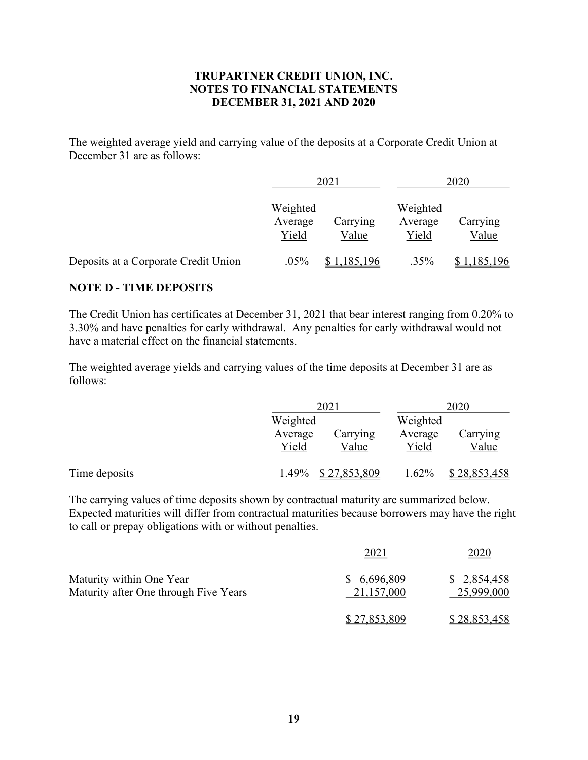**TRUPARTNER CREDIT UNION, INC.**
**NOTES TO FINANCIAL STATEMENTS**
**DECEMBER 31, 2021 AND 2020**

The weighted average yield and carrying value of the deposits at a Corporate Credit Union at December 31 are as follows:

| | 2021 | | 2020 | |
|---|---|---|---|---|
| | Weighted Average Yield | Carrying Value | Weighted Average Yield | Carrying Value |
| Deposits at a Corporate Credit Union | .05% | $ 1,185,196 | .35% | $ 1,185,196 |

## NOTE D - TIME DEPOSITS

The Credit Union has certificates at December 31, 2021 that bear interest ranging from 0.20% to 3.30% and have penalties for early withdrawal. Any penalties for early withdrawal would not have a material effect on the financial statements.

The weighted average yields and carrying values of the time deposits at December 31 are as follows:

| | 2021 | | 2020 | |
|---|---|---|---|---|
| | Weighted Average Yield | Carrying Value | Weighted Average Yield | Carrying Value |
| Time deposits | 1.49% | $ 27,853,809 | 1.62% | $ 28,853,458 |

The carrying values of time deposits shown by contractual maturity are summarized below. Expected maturities will differ from contractual maturities because borrowers may have the right to call or prepay obligations with or without penalties.

| | 2021 | 2020 |
|---|---|---|
| Maturity within One Year | $ 6,696,809 | $ 2,854,458 |
| Maturity after One through Five Years | 21,157,000 | 25,999,000 |
| | $ 27,853,809 | $ 28,853,458 |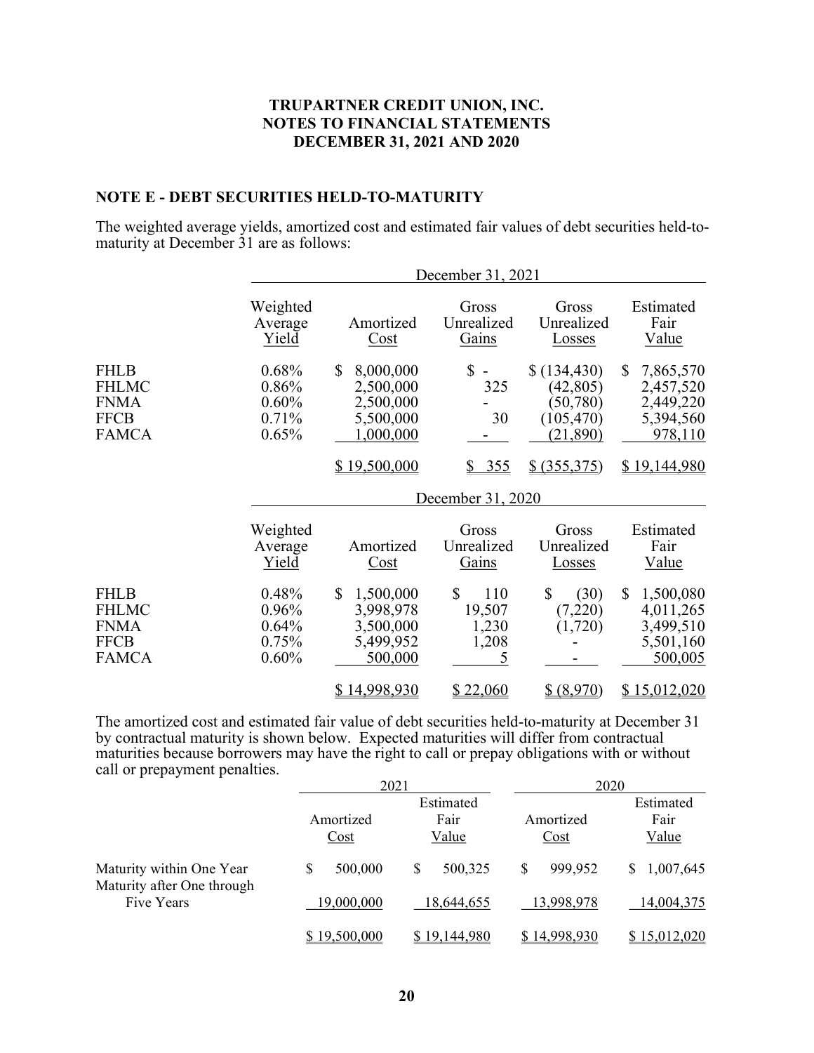**TRUPARTNER CREDIT UNION, INC.**
**NOTES TO FINANCIAL STATEMENTS**
**DECEMBER 31, 2021 AND 2020**

## NOTE E - DEBT SECURITIES HELD-TO-MATURITY

The weighted average yields, amortized cost and estimated fair values of debt securities held-to-maturity at December 31 are as follows:

| | December 31, 2021 | | | | |
|---|---|---|---|---|---|
| | Weighted Average Yield | Amortized Cost | Gross Unrealized Gains | Gross Unrealized Losses | Estimated Fair Value |
| FHLB | 0.68% | $ 8,000,000 | $ - | $ (134,430) | $ 7,865,570 |
| FHLMC | 0.86% | 2,500,000 | 325 | (42,805) | 2,457,520 |
| FNMA | 0.60% | 2,500,000 | - | (50,780) | 2,449,220 |
| FFCB | 0.71% | 5,500,000 | 30 | (105,470) | 5,394,560 |
| FAMCA | 0.65% | 1,000,000 | - | (21,890) | 978,110 |
| | | $ 19,500,000 | $ 355 | $ (355,375) | $ 19,144,980 |

| | December 31, 2020 | | | | |
|---|---|---|---|---|---|
| | Weighted Average Yield | Amortized Cost | Gross Unrealized Gains | Gross Unrealized Losses | Estimated Fair Value |
| FHLB | 0.48% | $ 1,500,000 | $ 110 | $ (30) | $ 1,500,080 |
| FHLMC | 0.96% | 3,998,978 | 19,507 | (7,220) | 4,011,265 |
| FNMA | 0.64% | 3,500,000 | 1,230 | (1,720) | 3,499,510 |
| FFCB | 0.75% | 5,499,952 | 1,208 | - | 5,501,160 |
| FAMCA | 0.60% | 500,000 | 5 | - | 500,005 |
| | | $ 14,998,930 | $ 22,060 | $ (8,970) | $ 15,012,020 |

The amortized cost and estimated fair value of debt securities held-to-maturity at December 31 by contractual maturity is shown below. Expected maturities will differ from contractual maturities because borrowers may have the right to call or prepay obligations with or without call or prepayment penalties.

| | 2021 | | 2020 | |
|---|---|---|---|---|
| | Amortized Cost | Estimated Fair Value | Amortized Cost | Estimated Fair Value |
| Maturity within One Year | $ 500,000 | $ 500,325 | $ 999,952 | $ 1,007,645 |
| Maturity after One through Five Years | 19,000,000 | 18,644,655 | 13,998,978 | 14,004,375 |
| | $ 19,500,000 | $ 19,144,980 | $ 14,998,930 | $ 15,012,020 |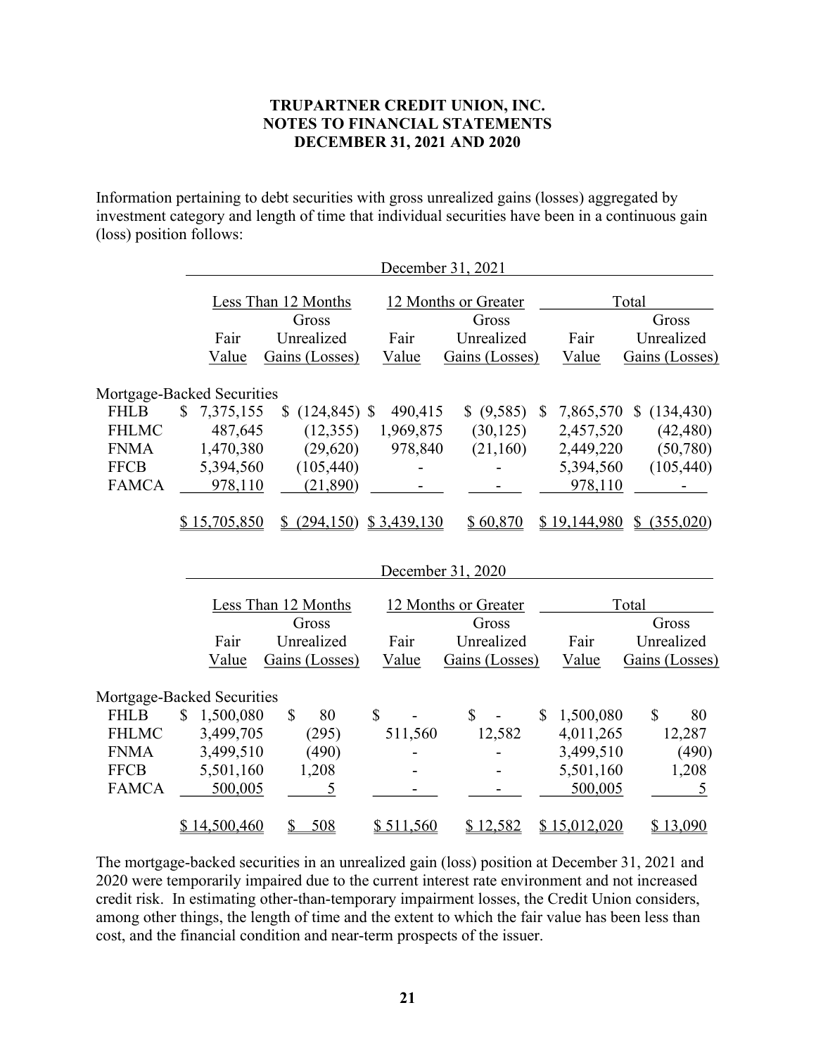**TRUPARTNER CREDIT UNION, INC.**
**NOTES TO FINANCIAL STATEMENTS**
**DECEMBER 31, 2021 AND 2020**

Information pertaining to debt securities with gross unrealized gains (losses) aggregated by investment category and length of time that individual securities have been in a continuous gain (loss) position follows:

| | December 31, 2021 | | | | | |
|---|---|---|---|---|---|---|
| | Less Than 12 Months | | 12 Months or Greater | | Total | |
| | Fair Value | Gross Unrealized Gains (Losses) | Fair Value | Gross Unrealized Gains (Losses) | Fair Value | Gross Unrealized Gains (Losses) |
| Mortgage-Backed Securities | | | | | | |
| FHLB | $ 7,375,155 | $ (124,845) | $ 490,415 | $ (9,585) | $ 7,865,570 | $ (134,430) |
| FHLMC | 487,645 | (12,355) | 1,969,875 | (30,125) | 2,457,520 | (42,480) |
| FNMA | 1,470,380 | (29,620) | 978,840 | (21,160) | 2,449,220 | (50,780) |
| FFCB | 5,394,560 | (105,440) | - | - | 5,394,560 | (105,440) |
| FAMCA | 978,110 | (21,890) | - | - | 978,110 | - |
| | $ 15,705,850 | $ (294,150) | $ 3,439,130 | $ 60,870 | $ 19,144,980 | $ (355,020) |

| | December 31, 2020 | | | | | |
|---|---|---|---|---|---|---|
| | Less Than 12 Months | | 12 Months or Greater | | Total | |
| | Fair Value | Gross Unrealized Gains (Losses) | Fair Value | Gross Unrealized Gains (Losses) | Fair Value | Gross Unrealized Gains (Losses) |
| Mortgage-Backed Securities | | | | | | |
| FHLB | $ 1,500,080 | $ 80 | $ - | $ - | $ 1,500,080 | $ 80 |
| FHLMC | 3,499,705 | (295) | 511,560 | 12,582 | 4,011,265 | 12,287 |
| FNMA | 3,499,510 | (490) | - | - | 3,499,510 | (490) |
| FFCB | 5,501,160 | 1,208 | - | - | 5,501,160 | 1,208 |
| FAMCA | 500,005 | 5 | - | - | 500,005 | 5 |
| | $ 14,500,460 | $ 508 | $ 511,560 | $ 12,582 | $ 15,012,020 | $ 13,090 |

The mortgage-backed securities in an unrealized gain (loss) position at December 31, 2021 and 2020 were temporarily impaired due to the current interest rate environment and not increased credit risk. In estimating other-than-temporary impairment losses, the Credit Union considers, among other things, the length of time and the extent to which the fair value has been less than cost, and the financial condition and near-term prospects of the issuer.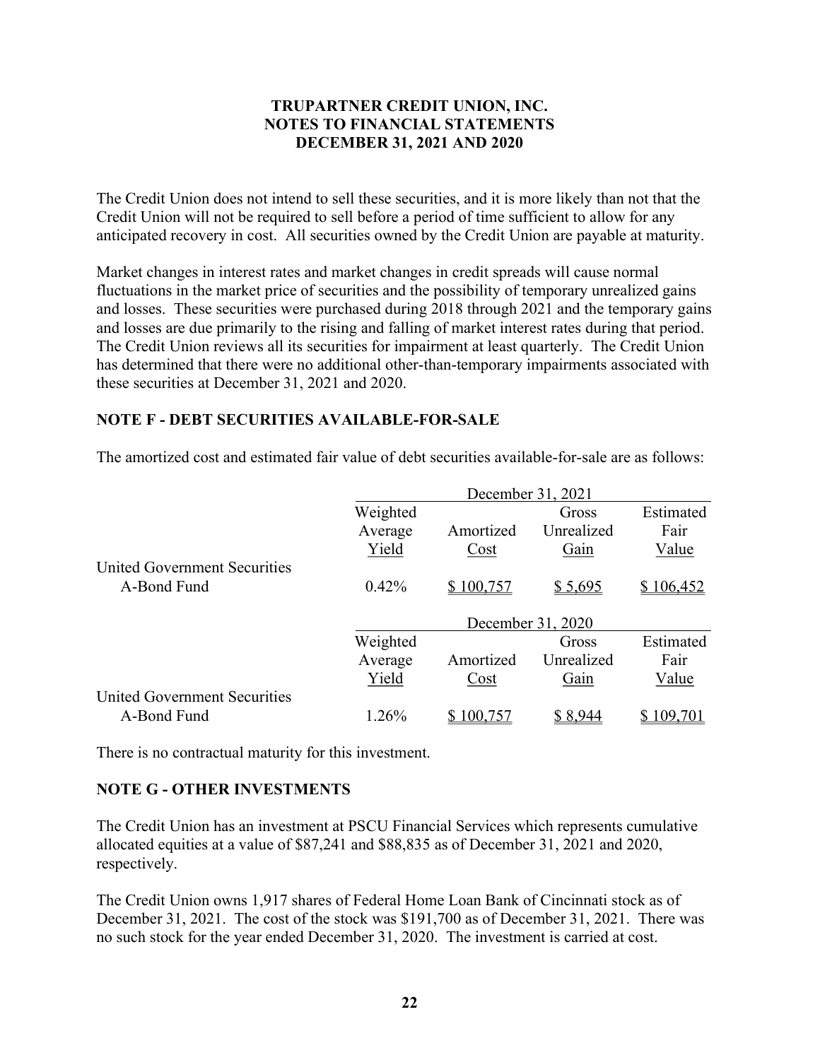The Credit Union does not intend to sell these securities, and it is more likely than not that the Credit Union will not be required to sell before a period of time sufficient to allow for any anticipated recovery in cost. All securities owned by the Credit Union are payable at maturity.

Market changes in interest rates and market changes in credit spreads will cause normal fluctuations in the market price of securities and the possibility of temporary unrealized gains and losses. These securities were purchased during 2018 through 2021 and the temporary gains and losses are due primarily to the rising and falling of market interest rates during that period. The Credit Union reviews all its securities for impairment at least quarterly. The Credit Union has determined that there were no additional other-than-temporary impairments associated with these securities at December 31, 2021 and 2020.

## NOTE F - DEBT SECURITIES AVAILABLE-FOR-SALE

The amortized cost and estimated fair value of debt securities available-for-sale are as follows:

| | December 31, 2021 | | | |
|---|---|---|---|---|
| | Weighted Average Yield | Amortized Cost | Gross Unrealized Gain | Estimated Fair Value |
| United Government Securities | | | | |
| A-Bond Fund | 0.42% | $ 100,757 | $ 5,695 | $ 106,452 |

| | December 31, 2020 | | | |
|---|---|---|---|---|
| | Weighted Average Yield | Amortized Cost | Gross Unrealized Gain | Estimated Fair Value |
| United Government Securities | | | | |
| A-Bond Fund | 1.26% | $ 100,757 | $ 8,944 | $ 109,701 |

There is no contractual maturity for this investment.

## NOTE G - OTHER INVESTMENTS

The Credit Union has an investment at PSCU Financial Services which represents cumulative allocated equities at a value of $87,241 and $88,835 as of December 31, 2021 and 2020, respectively.

The Credit Union owns 1,917 shares of Federal Home Loan Bank of Cincinnati stock as of December 31, 2021. The cost of the stock was $191,700 as of December 31, 2021. There was no such stock for the year ended December 31, 2020. The investment is carried at cost.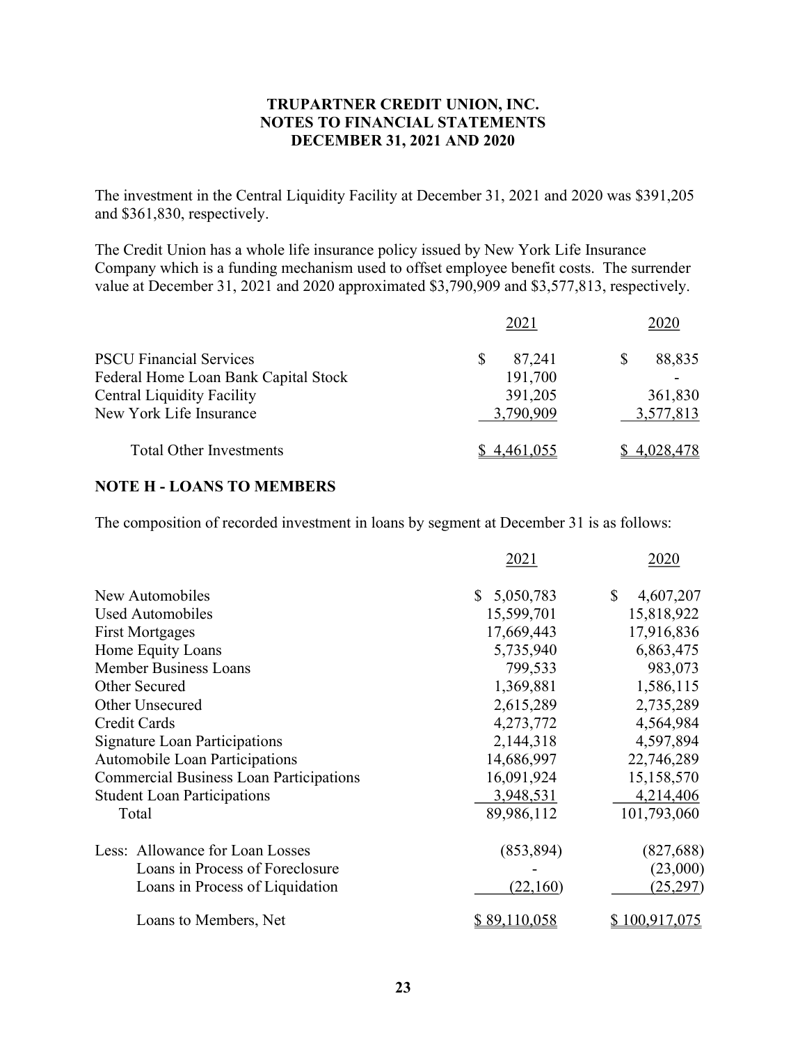The investment in the Central Liquidity Facility at December 31, 2021 and 2020 was $391,205 and $361,830, respectively.

The Credit Union has a whole life insurance policy issued by New York Life Insurance Company which is a funding mechanism used to offset employee benefit costs. The surrender value at December 31, 2021 and 2020 approximated $3,790,909 and $3,577,813, respectively.

| | 2021 | 2020 |
|---|---|---|
| PSCU Financial Services | $ 87,241 | $ 88,835 |
| Federal Home Loan Bank Capital Stock | 191,700 | - |
| Central Liquidity Facility | 391,205 | 361,830 |
| New York Life Insurance | 3,790,909 | 3,577,813 |
| Total Other Investments | $ 4,461,055 | $ 4,028,478 |

## NOTE H - LOANS TO MEMBERS

The composition of recorded investment in loans by segment at December 31 is as follows:

| | 2021 | 2020 |
|---|---|---|
| New Automobiles | $ 5,050,783 | $ 4,607,207 |
| Used Automobiles | 15,599,701 | 15,818,922 |
| First Mortgages | 17,669,443 | 17,916,836 |
| Home Equity Loans | 5,735,940 | 6,863,475 |
| Member Business Loans | 799,533 | 983,073 |
| Other Secured | 1,369,881 | 1,586,115 |
| Other Unsecured | 2,615,289 | 2,735,289 |
| Credit Cards | 4,273,772 | 4,564,984 |
| Signature Loan Participations | 2,144,318 | 4,597,894 |
| Automobile Loan Participations | 14,686,997 | 22,746,289 |
| Commercial Business Loan Participations | 16,091,924 | 15,158,570 |
| Student Loan Participations | 3,948,531 | 4,214,406 |
| Total | 89,986,112 | 101,793,060 |
| Less: Allowance for Loan Losses | (853,894) | (827,688) |
| Loans in Process of Foreclosure | - | (23,000) |
| Loans in Process of Liquidation | (22,160) | (25,297) |
| Loans to Members, Net | $ 89,110,058 | $ 100,917,075 |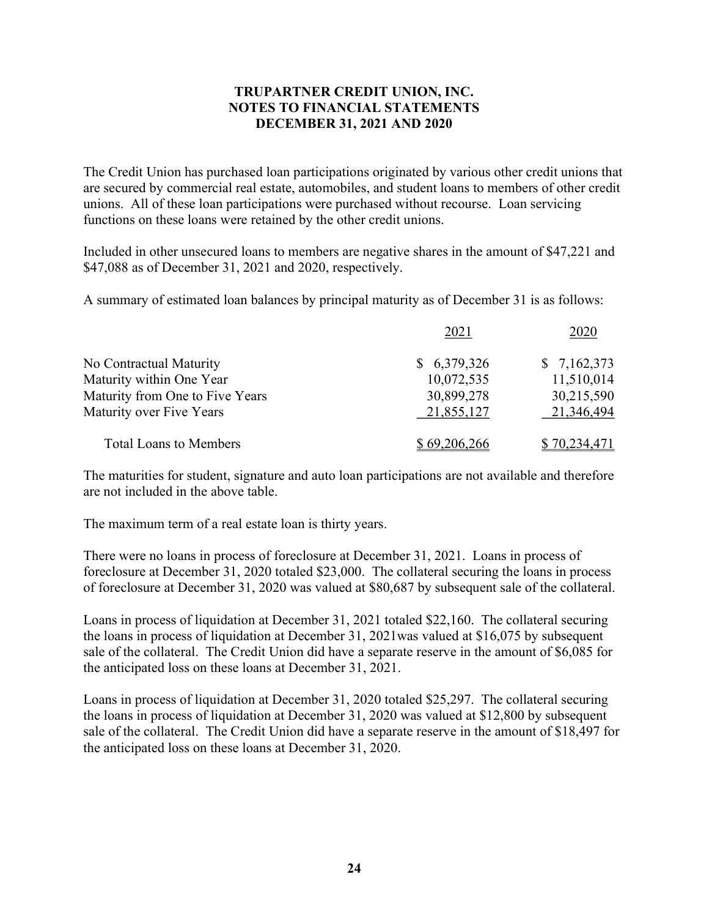**TRUPARTNER CREDIT UNION, INC.**
**NOTES TO FINANCIAL STATEMENTS**
**DECEMBER 31, 2021 AND 2020**

The Credit Union has purchased loan participations originated by various other credit unions that are secured by commercial real estate, automobiles, and student loans to members of other credit unions. All of these loan participations were purchased without recourse. Loan servicing functions on these loans were retained by the other credit unions.

Included in other unsecured loans to members are negative shares in the amount of $47,221 and $47,088 as of December 31, 2021 and 2020, respectively.

A summary of estimated loan balances by principal maturity as of December 31 is as follows:

| | 2021 | 2020 |
|---|---|---|
| No Contractual Maturity | $ 6,379,326 | $ 7,162,373 |
| Maturity within One Year | 10,072,535 | 11,510,014 |
| Maturity from One to Five Years | 30,899,278 | 30,215,590 |
| Maturity over Five Years | 21,855,127 | 21,346,494 |
| Total Loans to Members | $ 69,206,266 | $ 70,234,471 |

The maturities for student, signature and auto loan participations are not available and therefore are not included in the above table.

The maximum term of a real estate loan is thirty years.

There were no loans in process of foreclosure at December 31, 2021. Loans in process of foreclosure at December 31, 2020 totaled $23,000. The collateral securing the loans in process of foreclosure at December 31, 2020 was valued at $80,687 by subsequent sale of the collateral.

Loans in process of liquidation at December 31, 2021 totaled $22,160. The collateral securing the loans in process of liquidation at December 31, 2021was valued at $16,075 by subsequent sale of the collateral. The Credit Union did have a separate reserve in the amount of $6,085 for the anticipated loss on these loans at December 31, 2021.

Loans in process of liquidation at December 31, 2020 totaled $25,297. The collateral securing the loans in process of liquidation at December 31, 2020 was valued at $12,800 by subsequent sale of the collateral. The Credit Union did have a separate reserve in the amount of $18,497 for the anticipated loss on these loans at December 31, 2020.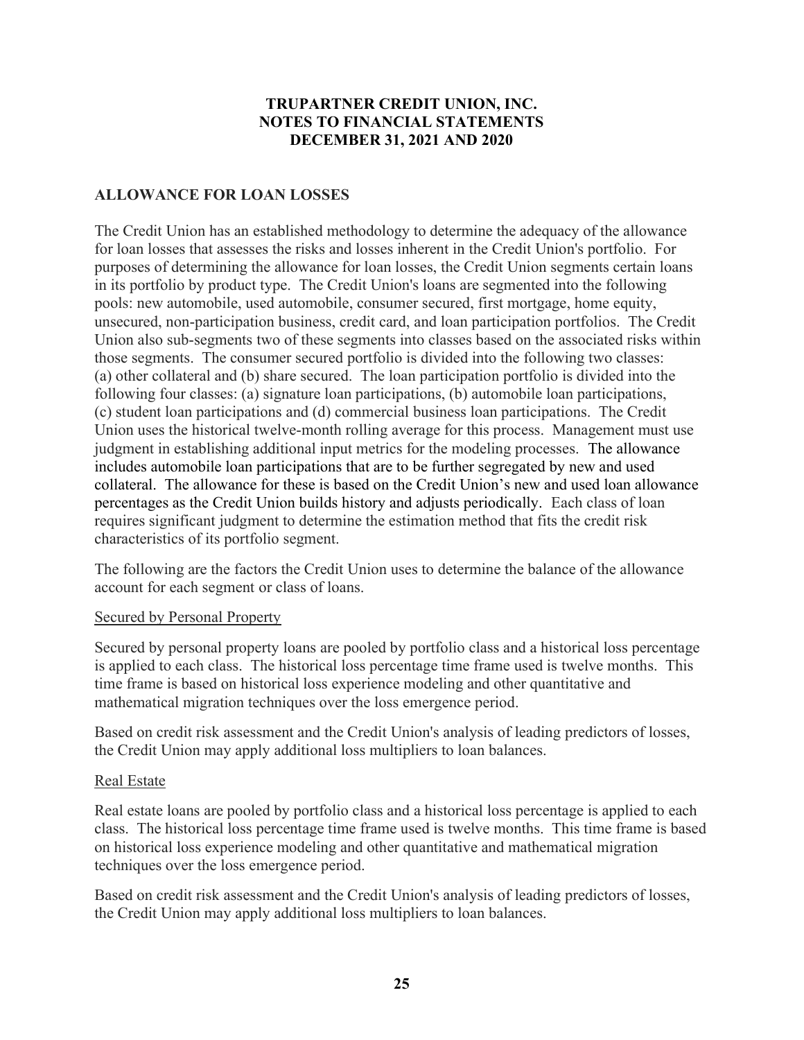## ALLOWANCE FOR LOAN LOSSES

The Credit Union has an established methodology to determine the adequacy of the allowance for loan losses that assesses the risks and losses inherent in the Credit Union's portfolio. For purposes of determining the allowance for loan losses, the Credit Union segments certain loans in its portfolio by product type. The Credit Union's loans are segmented into the following pools: new automobile, used automobile, consumer secured, first mortgage, home equity, unsecured, non-participation business, credit card, and loan participation portfolios. The Credit Union also sub-segments two of these segments into classes based on the associated risks within those segments. The consumer secured portfolio is divided into the following two classes: (a) other collateral and (b) share secured. The loan participation portfolio is divided into the following four classes: (a) signature loan participations, (b) automobile loan participations, (c) student loan participations and (d) commercial business loan participations. The Credit Union uses the historical twelve-month rolling average for this process. Management must use judgment in establishing additional input metrics for the modeling processes. The allowance includes automobile loan participations that are to be further segregated by new and used collateral. The allowance for these is based on the Credit Union's new and used loan allowance percentages as the Credit Union builds history and adjusts periodically. Each class of loan requires significant judgment to determine the estimation method that fits the credit risk characteristics of its portfolio segment.

The following are the factors the Credit Union uses to determine the balance of the allowance account for each segment or class of loans.

### Secured by Personal Property

Secured by personal property loans are pooled by portfolio class and a historical loss percentage is applied to each class. The historical loss percentage time frame used is twelve months. This time frame is based on historical loss experience modeling and other quantitative and mathematical migration techniques over the loss emergence period.

Based on credit risk assessment and the Credit Union's analysis of leading predictors of losses, the Credit Union may apply additional loss multipliers to loan balances.

### Real Estate

Real estate loans are pooled by portfolio class and a historical loss percentage is applied to each class. The historical loss percentage time frame used is twelve months. This time frame is based on historical loss experience modeling and other quantitative and mathematical migration techniques over the loss emergence period.

Based on credit risk assessment and the Credit Union's analysis of leading predictors of losses, the Credit Union may apply additional loss multipliers to loan balances.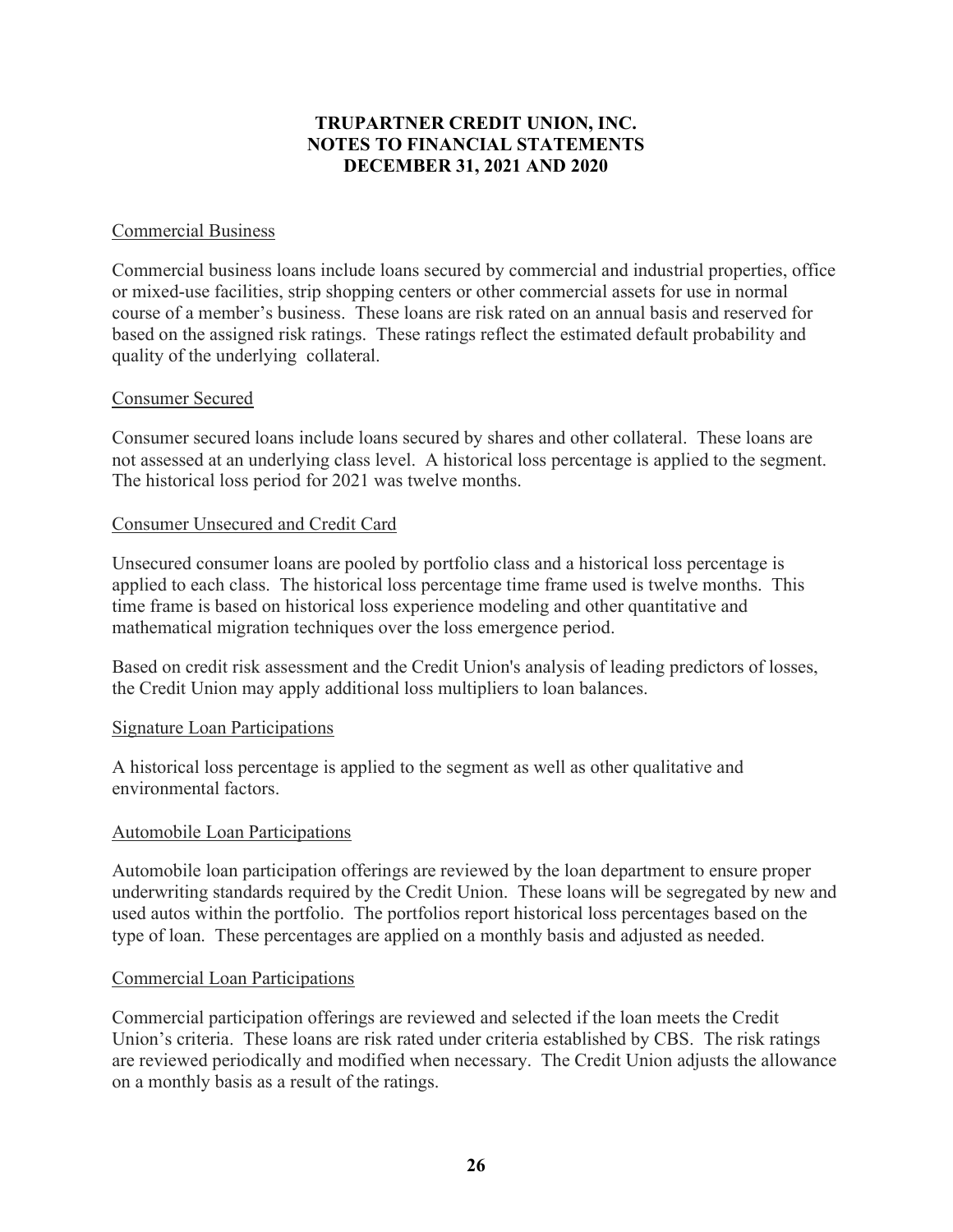## Commercial Business

Commercial business loans include loans secured by commercial and industrial properties, office or mixed-use facilities, strip shopping centers or other commercial assets for use in normal course of a member's business. These loans are risk rated on an annual basis and reserved for based on the assigned risk ratings. These ratings reflect the estimated default probability and quality of the underlying collateral.

## Consumer Secured

Consumer secured loans include loans secured by shares and other collateral. These loans are not assessed at an underlying class level. A historical loss percentage is applied to the segment. The historical loss period for 2021 was twelve months.

## Consumer Unsecured and Credit Card

Unsecured consumer loans are pooled by portfolio class and a historical loss percentage is applied to each class. The historical loss percentage time frame used is twelve months. This time frame is based on historical loss experience modeling and other quantitative and mathematical migration techniques over the loss emergence period.

Based on credit risk assessment and the Credit Union's analysis of leading predictors of losses, the Credit Union may apply additional loss multipliers to loan balances.

## Signature Loan Participations

A historical loss percentage is applied to the segment as well as other qualitative and environmental factors.

## Automobile Loan Participations

Automobile loan participation offerings are reviewed by the loan department to ensure proper underwriting standards required by the Credit Union. These loans will be segregated by new and used autos within the portfolio. The portfolios report historical loss percentages based on the type of loan. These percentages are applied on a monthly basis and adjusted as needed.

## Commercial Loan Participations

Commercial participation offerings are reviewed and selected if the loan meets the Credit Union's criteria. These loans are risk rated under criteria established by CBS. The risk ratings are reviewed periodically and modified when necessary. The Credit Union adjusts the allowance on a monthly basis as a result of the ratings.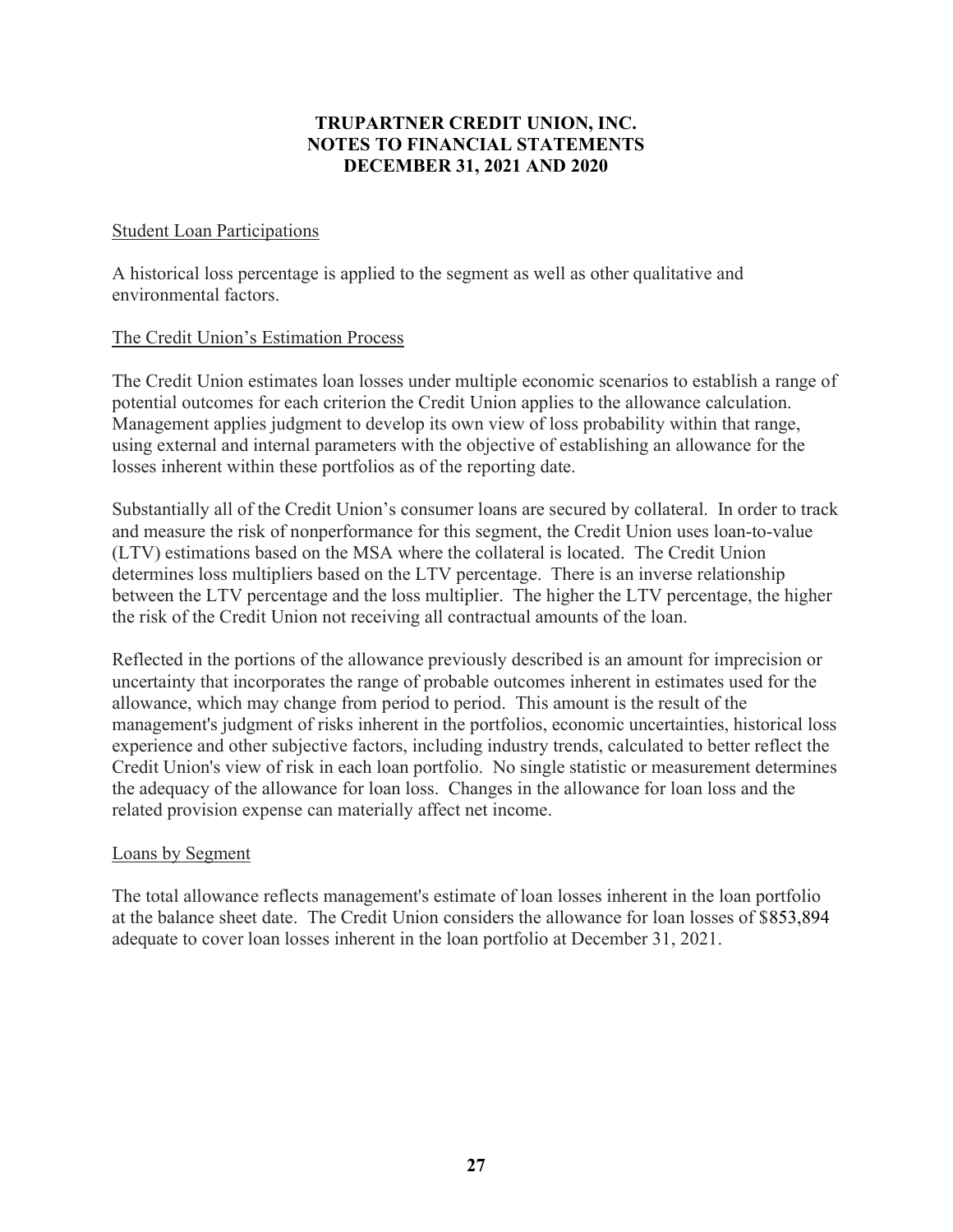# TRUPARTNER CREDIT UNION, INC.
# NOTES TO FINANCIAL STATEMENTS
# DECEMBER 31, 2021 AND 2020

## Student Loan Participations

A historical loss percentage is applied to the segment as well as other qualitative and environmental factors.

## The Credit Union's Estimation Process

The Credit Union estimates loan losses under multiple economic scenarios to establish a range of potential outcomes for each criterion the Credit Union applies to the allowance calculation. Management applies judgment to develop its own view of loss probability within that range, using external and internal parameters with the objective of establishing an allowance for the losses inherent within these portfolios as of the reporting date.

Substantially all of the Credit Union's consumer loans are secured by collateral. In order to track and measure the risk of nonperformance for this segment, the Credit Union uses loan-to-value (LTV) estimations based on the MSA where the collateral is located. The Credit Union determines loss multipliers based on the LTV percentage. There is an inverse relationship between the LTV percentage and the loss multiplier. The higher the LTV percentage, the higher the risk of the Credit Union not receiving all contractual amounts of the loan.

Reflected in the portions of the allowance previously described is an amount for imprecision or uncertainty that incorporates the range of probable outcomes inherent in estimates used for the allowance, which may change from period to period. This amount is the result of the management's judgment of risks inherent in the portfolios, economic uncertainties, historical loss experience and other subjective factors, including industry trends, calculated to better reflect the Credit Union's view of risk in each loan portfolio. No single statistic or measurement determines the adequacy of the allowance for loan loss. Changes in the allowance for loan loss and the related provision expense can materially affect net income.

## Loans by Segment

The total allowance reflects management's estimate of loan losses inherent in the loan portfolio at the balance sheet date. The Credit Union considers the allowance for loan losses of $853,894 adequate to cover loan losses inherent in the loan portfolio at December 31, 2021.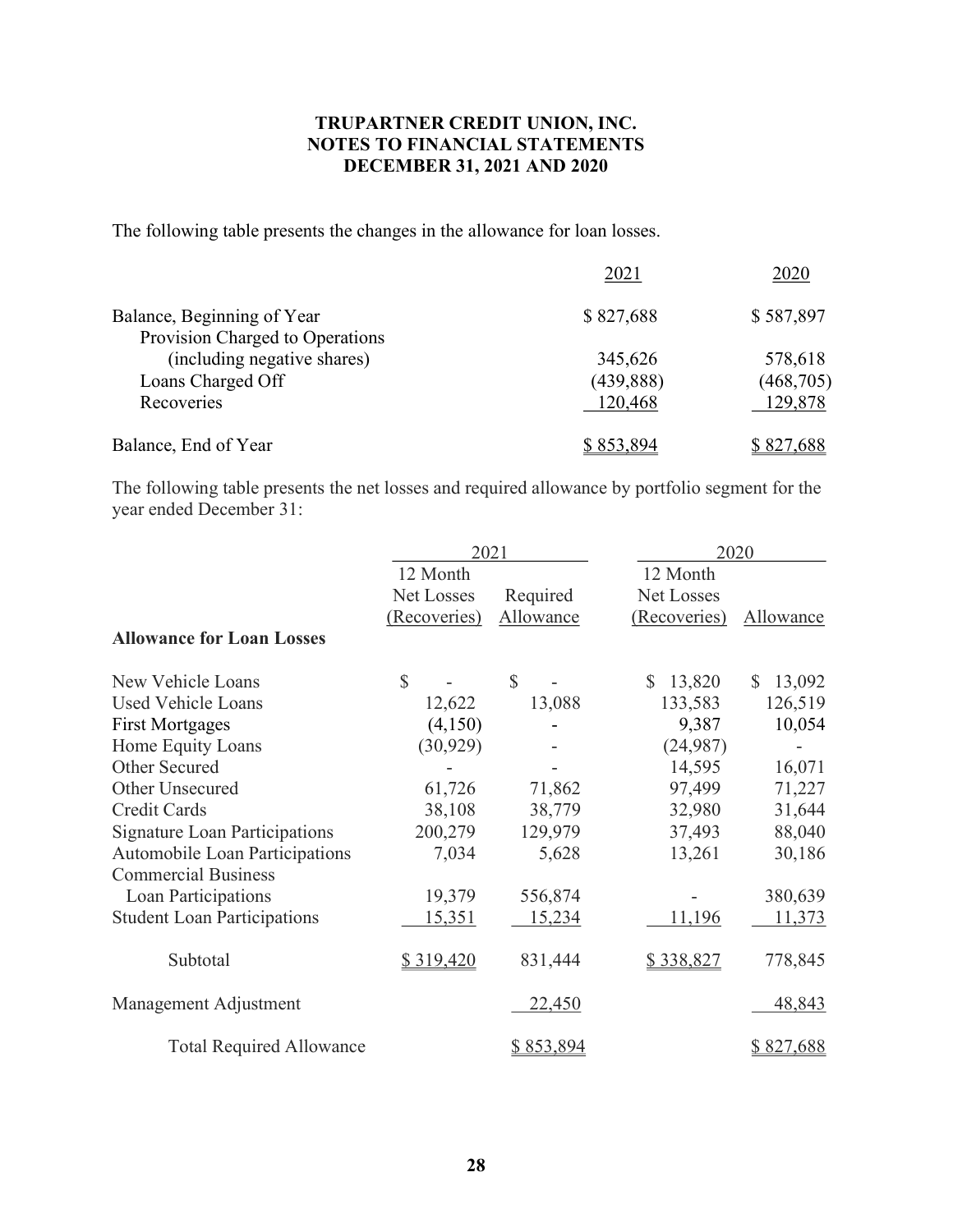**TRUPARTNER CREDIT UNION, INC.**
**NOTES TO FINANCIAL STATEMENTS**
**DECEMBER 31, 2021 AND 2020**

The following table presents the changes in the allowance for loan losses.

| | 2021 | 2020 |
|---|---|---|
| Balance, Beginning of Year | $ 827,688 | $ 587,897 |
| Provision Charged to Operations (including negative shares) | 345,626 | 578,618 |
| Loans Charged Off | (439,888) | (468,705) |
| Recoveries | 120,468 | 129,878 |
| Balance, End of Year | $ 853,894 | $ 827,688 |

The following table presents the net losses and required allowance by portfolio segment for the year ended December 31:

| | 2021 | | 2020 | |
|---|---|---|---|---|
| | 12 Month Net Losses (Recoveries) | Required Allowance | 12 Month Net Losses (Recoveries) | Allowance |
| **Allowance for Loan Losses** | | | | |
| New Vehicle Loans | $ - | $ - | $ 13,820 | $ 13,092 |
| Used Vehicle Loans | 12,622 | 13,088 | 133,583 | 126,519 |
| First Mortgages | (4,150) | - | 9,387 | 10,054 |
| Home Equity Loans | (30,929) | - | (24,987) | - |
| Other Secured | - | - | 14,595 | 16,071 |
| Other Unsecured | 61,726 | 71,862 | 97,499 | 71,227 |
| Credit Cards | 38,108 | 38,779 | 32,980 | 31,644 |
| Signature Loan Participations | 200,279 | 129,979 | 37,493 | 88,040 |
| Automobile Loan Participations | 7,034 | 5,628 | 13,261 | 30,186 |
| Commercial Business Loan Participations | 19,379 | 556,874 | - | 380,639 |
| Student Loan Participations | 15,351 | 15,234 | 11,196 | 11,373 |
| Subtotal | $ 319,420 | 831,444 | $ 338,827 | 778,845 |
| Management Adjustment | | 22,450 | | 48,843 |
| Total Required Allowance | | $ 853,894 | | $ 827,688 |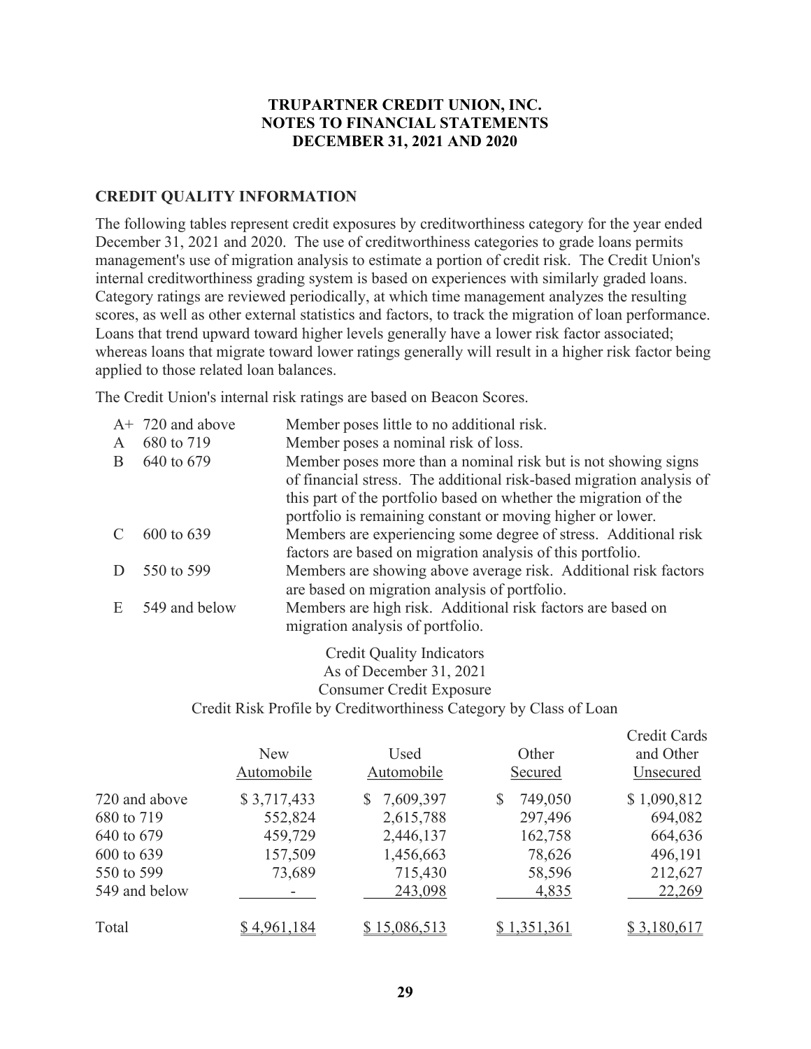# TRUPARTNER CREDIT UNION, INC.
# NOTES TO FINANCIAL STATEMENTS
# DECEMBER 31, 2021 AND 2020

## CREDIT QUALITY INFORMATION

The following tables represent credit exposures by creditworthiness category for the year ended December 31, 2021 and 2020. The use of creditworthiness categories to grade loans permits management's use of migration analysis to estimate a portion of credit risk. The Credit Union's internal creditworthiness grading system is based on experiences with similarly graded loans. Category ratings are reviewed periodically, at which time management analyzes the resulting scores, as well as other external statistics and factors, to track the migration of loan performance. Loans that trend upward toward higher levels generally have a lower risk factor associated; whereas loans that migrate toward lower ratings generally will result in a higher risk factor being applied to those related loan balances.

The Credit Union's internal risk ratings are based on Beacon Scores.

| | | |
|---|---|---|
| A+ | 720 and above | Member poses little to no additional risk. |
| A | 680 to 719 | Member poses a nominal risk of loss. |
| B | 640 to 679 | Member poses more than a nominal risk but is not showing signs of financial stress. The additional risk-based migration analysis of this part of the portfolio based on whether the migration of the portfolio is remaining constant or moving higher or lower. |
| C | 600 to 639 | Members are experiencing some degree of stress. Additional risk factors are based on migration analysis of this portfolio. |
| D | 550 to 599 | Members are showing above average risk. Additional risk factors are based on migration analysis of portfolio. |
| E | 549 and below | Members are high risk. Additional risk factors are based on migration analysis of portfolio. |

Credit Quality Indicators
As of December 31, 2021
Consumer Credit Exposure
Credit Risk Profile by Creditworthiness Category by Class of Loan

| | New Automobile | Used Automobile | Other Secured | Credit Cards and Other Unsecured |
|---|---|---|---|---|
| 720 and above | $ 3,717,433 | $ 7,609,397 | $ 749,050 | $ 1,090,812 |
| 680 to 719 | 552,824 | 2,615,788 | 297,496 | 694,082 |
| 640 to 679 | 459,729 | 2,446,137 | 162,758 | 664,636 |
| 600 to 639 | 157,509 | 1,456,663 | 78,626 | 496,191 |
| 550 to 599 | 73,689 | 715,430 | 58,596 | 212,627 |
| 549 and below | - | 243,098 | 4,835 | 22,269 |
| Total | $ 4,961,184 | $ 15,086,513 | $ 1,351,361 | $ 3,180,617 |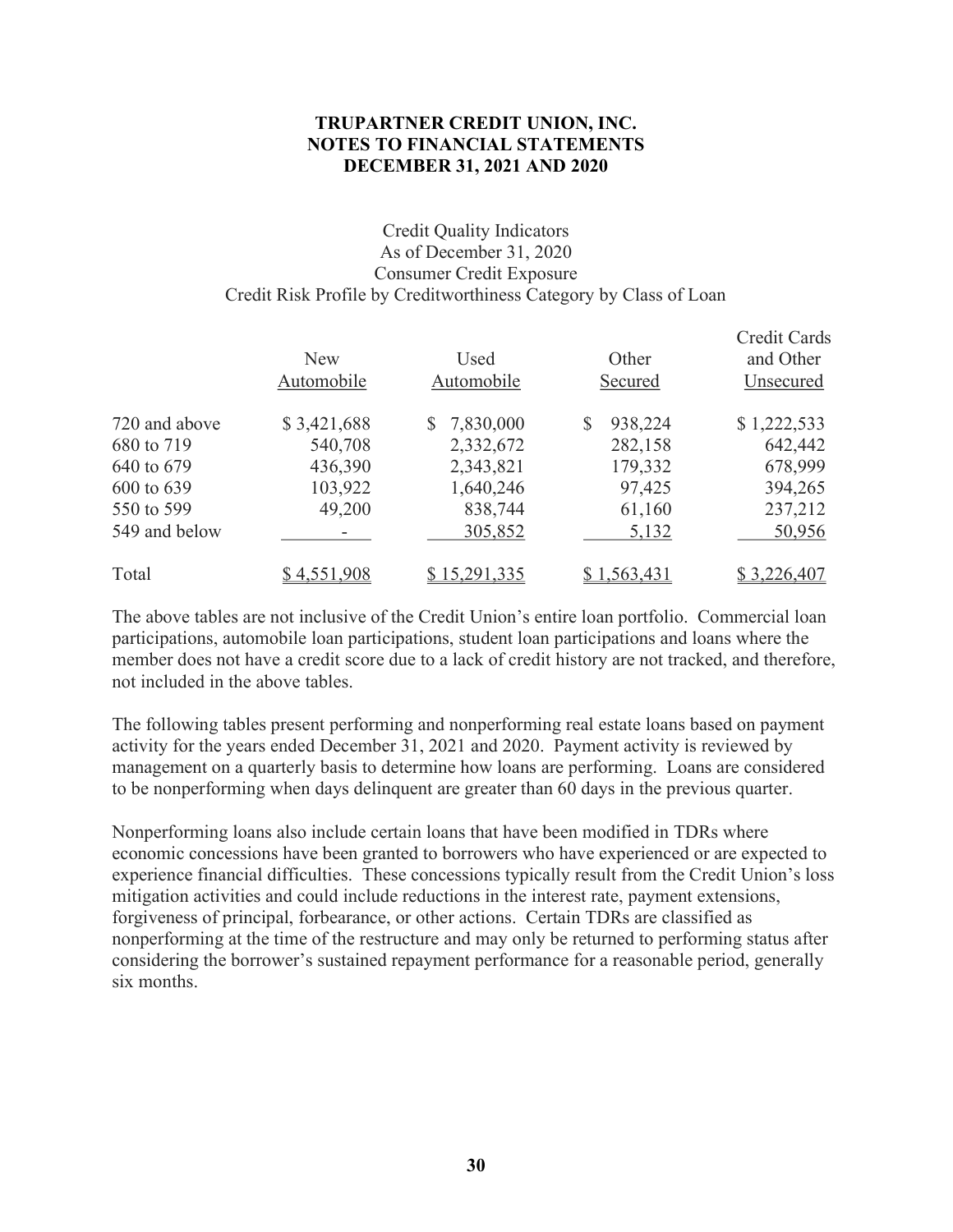**TRUPARTNER CREDIT UNION, INC.**
**NOTES TO FINANCIAL STATEMENTS**
**DECEMBER 31, 2021 AND 2020**

Credit Quality Indicators
As of December 31, 2020
Consumer Credit Exposure
Credit Risk Profile by Creditworthiness Category by Class of Loan

| | New Automobile | Used Automobile | Other Secured | Credit Cards and Other Unsecured |
|---|---|---|---|---|
| 720 and above | $ 3,421,688 | $ 7,830,000 | $ 938,224 | $ 1,222,533 |
| 680 to 719 | 540,708 | 2,332,672 | 282,158 | 642,442 |
| 640 to 679 | 436,390 | 2,343,821 | 179,332 | 678,999 |
| 600 to 639 | 103,922 | 1,640,246 | 97,425 | 394,265 |
| 550 to 599 | 49,200 | 838,744 | 61,160 | 237,212 |
| 549 and below | - | 305,852 | 5,132 | 50,956 |
| Total | $ 4,551,908 | $ 15,291,335 | $ 1,563,431 | $ 3,226,407 |

The above tables are not inclusive of the Credit Union's entire loan portfolio. Commercial loan participations, automobile loan participations, student loan participations and loans where the member does not have a credit score due to a lack of credit history are not tracked, and therefore, not included in the above tables.

The following tables present performing and nonperforming real estate loans based on payment activity for the years ended December 31, 2021 and 2020. Payment activity is reviewed by management on a quarterly basis to determine how loans are performing. Loans are considered to be nonperforming when days delinquent are greater than 60 days in the previous quarter.

Nonperforming loans also include certain loans that have been modified in TDRs where economic concessions have been granted to borrowers who have experienced or are expected to experience financial difficulties. These concessions typically result from the Credit Union's loss mitigation activities and could include reductions in the interest rate, payment extensions, forgiveness of principal, forbearance, or other actions. Certain TDRs are classified as nonperforming at the time of the restructure and may only be returned to performing status after considering the borrower's sustained repayment performance for a reasonable period, generally six months.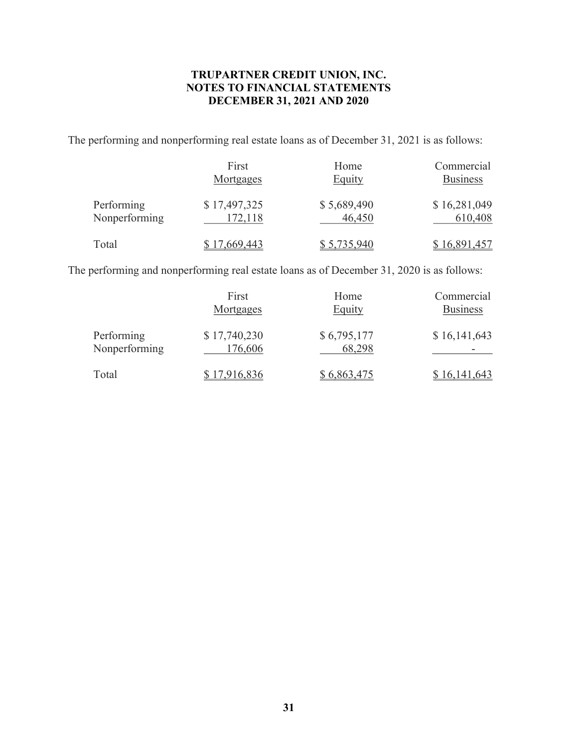**TRUPARTNER CREDIT UNION, INC.**
**NOTES TO FINANCIAL STATEMENTS**
**DECEMBER 31, 2021 AND 2020**

The performing and nonperforming real estate loans as of December 31, 2021 is as follows:

| | First Mortgages | Home Equity | Commercial Business |
|---|---|---|---|
| Performing | $ 17,497,325 | $ 5,689,490 | $ 16,281,049 |
| Nonperforming | 172,118 | 46,450 | 610,408 |
| Total | $ 17,669,443 | $ 5,735,940 | $ 16,891,457 |

The performing and nonperforming real estate loans as of December 31, 2020 is as follows:

| | First Mortgages | Home Equity | Commercial Business |
|---|---|---|---|
| Performing | $ 17,740,230 | $ 6,795,177 | $ 16,141,643 |
| Nonperforming | 176,606 | 68,298 | - |
| Total | $ 17,916,836 | $ 6,863,475 | $ 16,141,643 |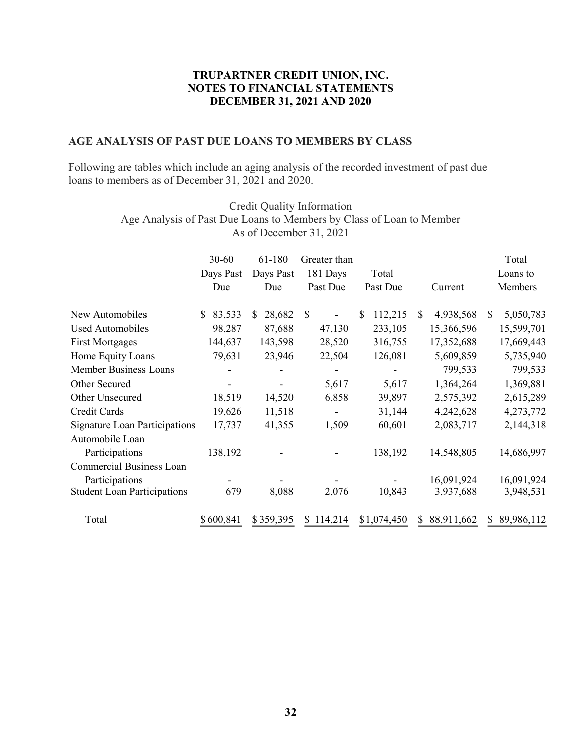**TRUPARTNER CREDIT UNION, INC.**
**NOTES TO FINANCIAL STATEMENTS**
**DECEMBER 31, 2021 AND 2020**

## AGE ANALYSIS OF PAST DUE LOANS TO MEMBERS BY CLASS

Following are tables which include an aging analysis of the recorded investment of past due loans to members as of December 31, 2021 and 2020.

Credit Quality Information
Age Analysis of Past Due Loans to Members by Class of Loan to Member
As of December 31, 2021

| | 30-60 Days Past Due | 61-180 Days Past Due | Greater than 181 Days Past Due | Total Past Due | Current | Total Loans to Members |
|---|---|---|---|---|---|---|
| New Automobiles | $ 83,533 | $ 28,682 | $ - | $ 112,215 | $ 4,938,568 | $ 5,050,783 |
| Used Automobiles | 98,287 | 87,688 | 47,130 | 233,105 | 15,366,596 | 15,599,701 |
| First Mortgages | 144,637 | 143,598 | 28,520 | 316,755 | 17,352,688 | 17,669,443 |
| Home Equity Loans | 79,631 | 23,946 | 22,504 | 126,081 | 5,609,859 | 5,735,940 |
| Member Business Loans | - | - | - | - | 799,533 | 799,533 |
| Other Secured | - | - | 5,617 | 5,617 | 1,364,264 | 1,369,881 |
| Other Unsecured | 18,519 | 14,520 | 6,858 | 39,897 | 2,575,392 | 2,615,289 |
| Credit Cards | 19,626 | 11,518 | - | 31,144 | 4,242,628 | 4,273,772 |
| Signature Loan Participations | 17,737 | 41,355 | 1,509 | 60,601 | 2,083,717 | 2,144,318 |
| Automobile Loan Participations | 138,192 | - | - | 138,192 | 14,548,805 | 14,686,997 |
| Commercial Business Loan Participations | - | - | - | - | 16,091,924 | 16,091,924 |
| Student Loan Participations | 679 | 8,088 | 2,076 | 10,843 | 3,937,688 | 3,948,531 |
| Total | $ 600,841 | $ 359,395 | $ 114,214 | $ 1,074,450 | $ 88,911,662 | $ 89,986,112 |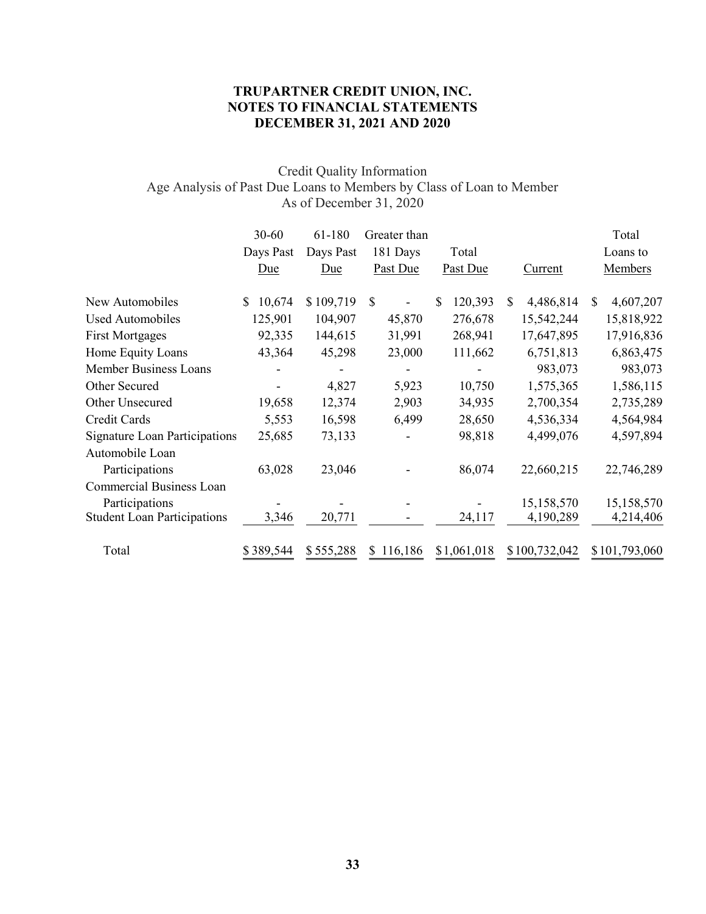**TRUPARTNER CREDIT UNION, INC.**
**NOTES TO FINANCIAL STATEMENTS**
**DECEMBER 31, 2021 AND 2020**

Credit Quality Information
Age Analysis of Past Due Loans to Members by Class of Loan to Member
As of December 31, 2020

| | 30-60 Days Past Due | 61-180 Days Past Due | Greater than 181 Days Past Due | Total Past Due | Current | Total Loans to Members |
|---|---|---|---|---|---|---|
| New Automobiles | $ 10,674 | $ 109,719 | $ - | $ 120,393 | $ 4,486,814 | $ 4,607,207 |
| Used Automobiles | 125,901 | 104,907 | 45,870 | 276,678 | 15,542,244 | 15,818,922 |
| First Mortgages | 92,335 | 144,615 | 31,991 | 268,941 | 17,647,895 | 17,916,836 |
| Home Equity Loans | 43,364 | 45,298 | 23,000 | 111,662 | 6,751,813 | 6,863,475 |
| Member Business Loans | - | - | - | - | 983,073 | 983,073 |
| Other Secured | - | 4,827 | 5,923 | 10,750 | 1,575,365 | 1,586,115 |
| Other Unsecured | 19,658 | 12,374 | 2,903 | 34,935 | 2,700,354 | 2,735,289 |
| Credit Cards | 5,553 | 16,598 | 6,499 | 28,650 | 4,536,334 | 4,564,984 |
| Signature Loan Participations | 25,685 | 73,133 | - | 98,818 | 4,499,076 | 4,597,894 |
| Automobile Loan Participations | 63,028 | 23,046 | - | 86,074 | 22,660,215 | 22,746,289 |
| Commercial Business Loan Participations | - | - | - | - | 15,158,570 | 15,158,570 |
| Student Loan Participations | 3,346 | 20,771 | - | 24,117 | 4,190,289 | 4,214,406 |
| Total | $ 389,544 | $ 555,288 | $ 116,186 | $ 1,061,018 | $ 100,732,042 | $ 101,793,060 |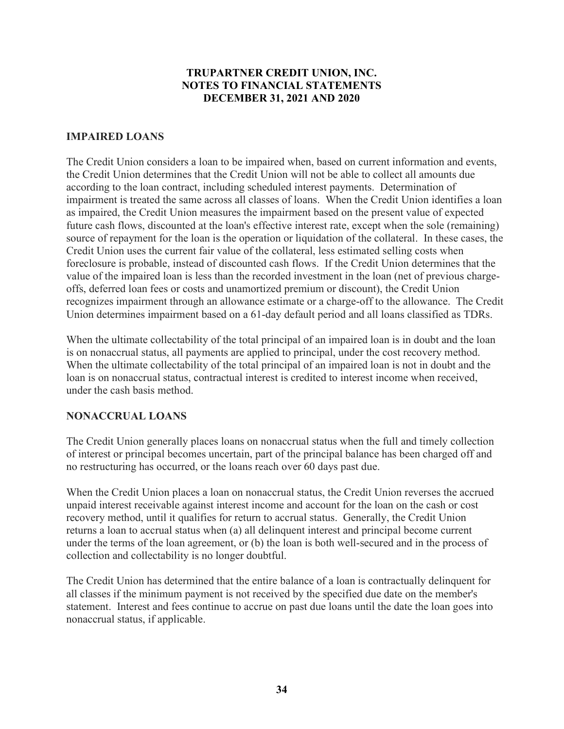## IMPAIRED LOANS

The Credit Union considers a loan to be impaired when, based on current information and events, the Credit Union determines that the Credit Union will not be able to collect all amounts due according to the loan contract, including scheduled interest payments. Determination of impairment is treated the same across all classes of loans. When the Credit Union identifies a loan as impaired, the Credit Union measures the impairment based on the present value of expected future cash flows, discounted at the loan's effective interest rate, except when the sole (remaining) source of repayment for the loan is the operation or liquidation of the collateral. In these cases, the Credit Union uses the current fair value of the collateral, less estimated selling costs when foreclosure is probable, instead of discounted cash flows. If the Credit Union determines that the value of the impaired loan is less than the recorded investment in the loan (net of previous charge-offs, deferred loan fees or costs and unamortized premium or discount), the Credit Union recognizes impairment through an allowance estimate or a charge-off to the allowance. The Credit Union determines impairment based on a 61-day default period and all loans classified as TDRs.

When the ultimate collectability of the total principal of an impaired loan is in doubt and the loan is on nonaccrual status, all payments are applied to principal, under the cost recovery method. When the ultimate collectability of the total principal of an impaired loan is not in doubt and the loan is on nonaccrual status, contractual interest is credited to interest income when received, under the cash basis method.

## NONACCRUAL LOANS

The Credit Union generally places loans on nonaccrual status when the full and timely collection of interest or principal becomes uncertain, part of the principal balance has been charged off and no restructuring has occurred, or the loans reach over 60 days past due.

When the Credit Union places a loan on nonaccrual status, the Credit Union reverses the accrued unpaid interest receivable against interest income and account for the loan on the cash or cost recovery method, until it qualifies for return to accrual status. Generally, the Credit Union returns a loan to accrual status when (a) all delinquent interest and principal become current under the terms of the loan agreement, or (b) the loan is both well-secured and in the process of collection and collectability is no longer doubtful.

The Credit Union has determined that the entire balance of a loan is contractually delinquent for all classes if the minimum payment is not received by the specified due date on the member's statement. Interest and fees continue to accrue on past due loans until the date the loan goes into nonaccrual status, if applicable.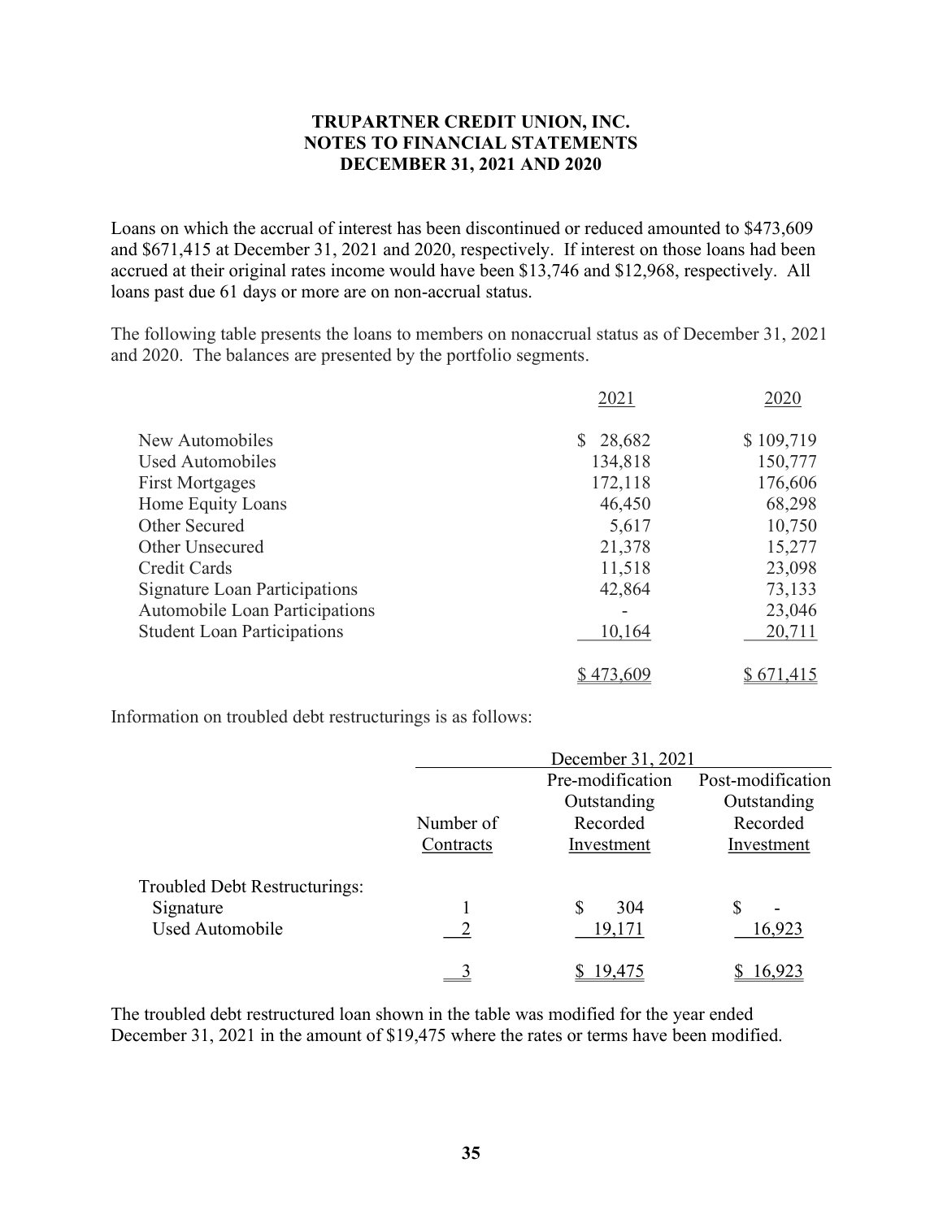**TRUPARTNER CREDIT UNION, INC.**
**NOTES TO FINANCIAL STATEMENTS**
**DECEMBER 31, 2021 AND 2020**

Loans on which the accrual of interest has been discontinued or reduced amounted to $473,609 and $671,415 at December 31, 2021 and 2020, respectively. If interest on those loans had been accrued at their original rates income would have been $13,746 and $12,968, respectively. All loans past due 61 days or more are on non-accrual status.

The following table presents the loans to members on nonaccrual status as of December 31, 2021 and 2020. The balances are presented by the portfolio segments.

| | 2021 | 2020 |
|---|---|---|
| New Automobiles | $ 28,682 | $ 109,719 |
| Used Automobiles | 134,818 | 150,777 |
| First Mortgages | 172,118 | 176,606 |
| Home Equity Loans | 46,450 | 68,298 |
| Other Secured | 5,617 | 10,750 |
| Other Unsecured | 21,378 | 15,277 |
| Credit Cards | 11,518 | 23,098 |
| Signature Loan Participations | 42,864 | 73,133 |
| Automobile Loan Participations | - | 23,046 |
| Student Loan Participations | 10,164 | 20,711 |
| | $ 473,609 | $ 671,415 |

Information on troubled debt restructurings is as follows:

| | December 31, 2021 | | |
|---|---|---|---|
| | Number of Contracts | Pre-modification Outstanding Recorded Investment | Post-modification Outstanding Recorded Investment |
| Troubled Debt Restructurings: | | | |
| Signature | 1 | $ 304 | $ - |
| Used Automobile | 2 | 19,171 | 16,923 |
| | 3 | $ 19,475 | $ 16,923 |

The troubled debt restructured loan shown in the table was modified for the year ended December 31, 2021 in the amount of $19,475 where the rates or terms have been modified.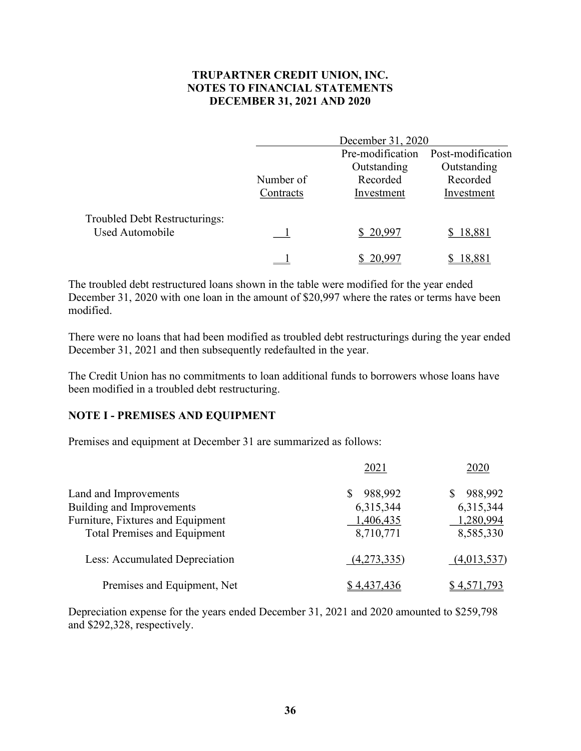| | December 31, 2020 | | |
|---|---|---|---|
| | Number of Contracts | Pre-modification Outstanding Recorded Investment | Post-modification Outstanding Recorded Investment |
| Troubled Debt Restructurings: | | | |
| Used Automobile | 1 | $ 20,997 | $ 18,881 |
| | 1 | $ 20,997 | $ 18,881 |

The troubled debt restructured loans shown in the table were modified for the year ended December 31, 2020 with one loan in the amount of $20,997 where the rates or terms have been modified.

There were no loans that had been modified as troubled debt restructurings during the year ended December 31, 2021 and then subsequently redefaulted in the year.

The Credit Union has no commitments to loan additional funds to borrowers whose loans have been modified in a troubled debt restructuring.

## NOTE I - PREMISES AND EQUIPMENT

Premises and equipment at December 31 are summarized as follows:

| | 2021 | 2020 |
|---|---|---|
| Land and Improvements | $ 988,992 | $ 988,992 |
| Building and Improvements | 6,315,344 | 6,315,344 |
| Furniture, Fixtures and Equipment | 1,406,435 | 1,280,994 |
| Total Premises and Equipment | 8,710,771 | 8,585,330 |
| Less: Accumulated Depreciation | (4,273,335) | (4,013,537) |
| Premises and Equipment, Net | $ 4,437,436 | $ 4,571,793 |

Depreciation expense for the years ended December 31, 2021 and 2020 amounted to $259,798 and $292,328, respectively.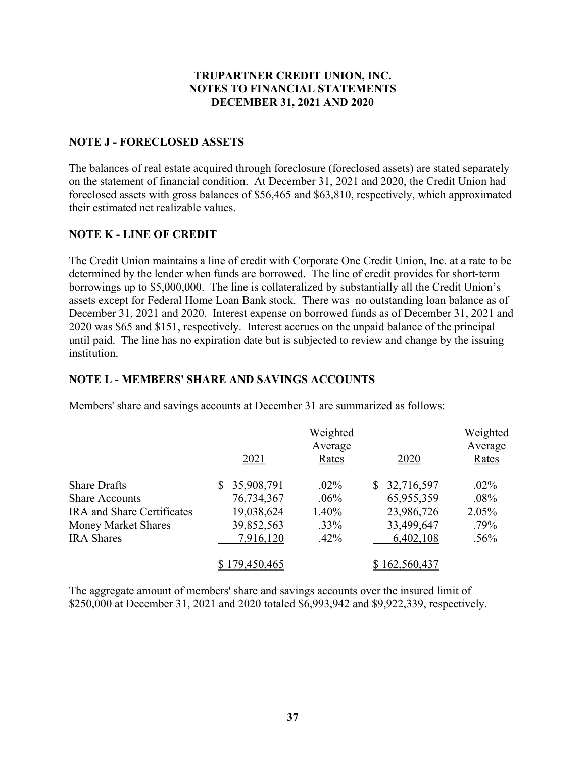# TRUPARTNER CREDIT UNION, INC.
# NOTES TO FINANCIAL STATEMENTS
# DECEMBER 31, 2021 AND 2020

## NOTE J - FORECLOSED ASSETS

The balances of real estate acquired through foreclosure (foreclosed assets) are stated separately on the statement of financial condition. At December 31, 2021 and 2020, the Credit Union had foreclosed assets with gross balances of $56,465 and $63,810, respectively, which approximated their estimated net realizable values.

## NOTE K - LINE OF CREDIT

The Credit Union maintains a line of credit with Corporate One Credit Union, Inc. at a rate to be determined by the lender when funds are borrowed. The line of credit provides for short-term borrowings up to $5,000,000. The line is collateralized by substantially all the Credit Union's assets except for Federal Home Loan Bank stock. There was no outstanding loan balance as of December 31, 2021 and 2020. Interest expense on borrowed funds as of December 31, 2021 and 2020 was $65 and $151, respectively. Interest accrues on the unpaid balance of the principal until paid. The line has no expiration date but is subjected to review and change by the issuing institution.

## NOTE L - MEMBERS' SHARE AND SAVINGS ACCOUNTS

Members' share and savings accounts at December 31 are summarized as follows:

| | 2021 | Weighted Average Rates | 2020 | Weighted Average Rates |
|---|---|---|---|---|
| Share Drafts | $ 35,908,791 | .02% | $ 32,716,597 | .02% |
| Share Accounts | 76,734,367 | .06% | 65,955,359 | .08% |
| IRA and Share Certificates | 19,038,624 | 1.40% | 23,986,726 | 2.05% |
| Money Market Shares | 39,852,563 | .33% | 33,499,647 | .79% |
| IRA Shares | 7,916,120 | .42% | 6,402,108 | .56% |
| | $ 179,450,465 | | $ 162,560,437 | |

The aggregate amount of members' share and savings accounts over the insured limit of $250,000 at December 31, 2021 and 2020 totaled $6,993,942 and $9,922,339, respectively.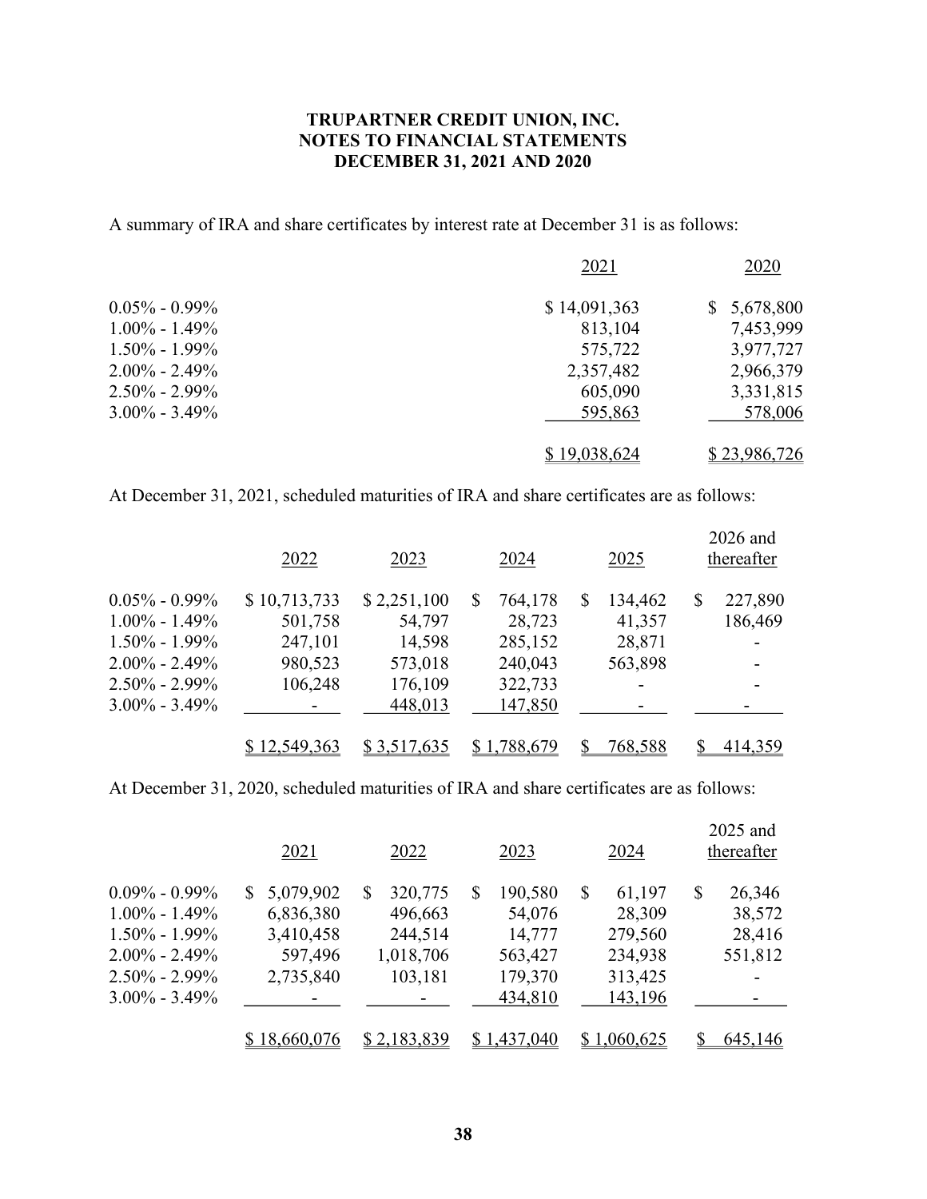**TRUPARTNER CREDIT UNION, INC.**
**NOTES TO FINANCIAL STATEMENTS**
**DECEMBER 31, 2021 AND 2020**

A summary of IRA and share certificates by interest rate at December 31 is as follows:

| | 2021 | 2020 |
|---|---|---|
| 0.05% - 0.99% | $ 14,091,363 | $ 5,678,800 |
| 1.00% - 1.49% | 813,104 | 7,453,999 |
| 1.50% - 1.99% | 575,722 | 3,977,727 |
| 2.00% - 2.49% | 2,357,482 | 2,966,379 |
| 2.50% - 2.99% | 605,090 | 3,331,815 |
| 3.00% - 3.49% | 595,863 | 578,006 |
| | $ 19,038,624 | $ 23,986,726 |

At December 31, 2021, scheduled maturities of IRA and share certificates are as follows:

| | 2022 | 2023 | 2024 | 2025 | 2026 and thereafter |
|---|---|---|---|---|---|
| 0.05% - 0.99% | $ 10,713,733 | $ 2,251,100 | $ 764,178 | $ 134,462 | $ 227,890 |
| 1.00% - 1.49% | 501,758 | 54,797 | 28,723 | 41,357 | 186,469 |
| 1.50% - 1.99% | 247,101 | 14,598 | 285,152 | 28,871 | - |
| 2.00% - 2.49% | 980,523 | 573,018 | 240,043 | 563,898 | - |
| 2.50% - 2.99% | 106,248 | 176,109 | 322,733 | - | - |
| 3.00% - 3.49% | - | 448,013 | 147,850 | - | - |
| | $ 12,549,363 | $ 3,517,635 | $ 1,788,679 | $ 768,588 | $ 414,359 |

At December 31, 2020, scheduled maturities of IRA and share certificates are as follows:

| | 2021 | 2022 | 2023 | 2024 | 2025 and thereafter |
|---|---|---|---|---|---|
| 0.09% - 0.99% | $ 5,079,902 | $ 320,775 | $ 190,580 | $ 61,197 | $ 26,346 |
| 1.00% - 1.49% | 6,836,380 | 496,663 | 54,076 | 28,309 | 38,572 |
| 1.50% - 1.99% | 3,410,458 | 244,514 | 14,777 | 279,560 | 28,416 |
| 2.00% - 2.49% | 597,496 | 1,018,706 | 563,427 | 234,938 | 551,812 |
| 2.50% - 2.99% | 2,735,840 | 103,181 | 179,370 | 313,425 | - |
| 3.00% - 3.49% | - | - | 434,810 | 143,196 | - |
| | $ 18,660,076 | $ 2,183,839 | $ 1,437,040 | $ 1,060,625 | $ 645,146 |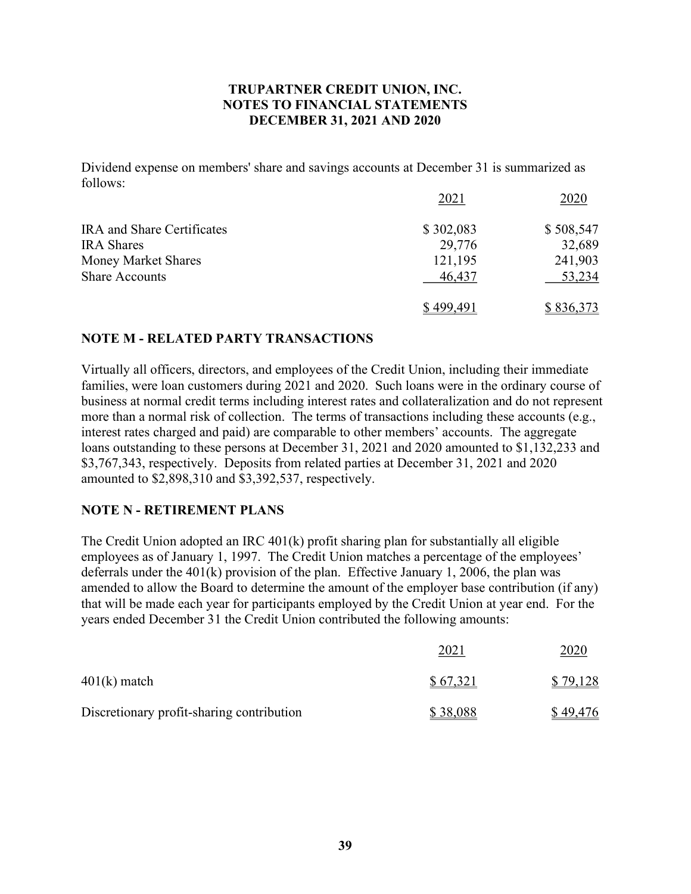**TRUPARTNER CREDIT UNION, INC.**
**NOTES TO FINANCIAL STATEMENTS**
**DECEMBER 31, 2021 AND 2020**

Dividend expense on members' share and savings accounts at December 31 is summarized as follows:

| | 2021 | 2020 |
|---|---|---|
| IRA and Share Certificates | $ 302,083 | $ 508,547 |
| IRA Shares | 29,776 | 32,689 |
| Money Market Shares | 121,195 | 241,903 |
| Share Accounts | 46,437 | 53,234 |
| | $ 499,491 | $ 836,373 |

## NOTE M - RELATED PARTY TRANSACTIONS

Virtually all officers, directors, and employees of the Credit Union, including their immediate families, were loan customers during 2021 and 2020. Such loans were in the ordinary course of business at normal credit terms including interest rates and collateralization and do not represent more than a normal risk of collection. The terms of transactions including these accounts (e.g., interest rates charged and paid) are comparable to other members' accounts. The aggregate loans outstanding to these persons at December 31, 2021 and 2020 amounted to $1,132,233 and $3,767,343, respectively. Deposits from related parties at December 31, 2021 and 2020 amounted to $2,898,310 and $3,392,537, respectively.

## NOTE N - RETIREMENT PLANS

The Credit Union adopted an IRC 401(k) profit sharing plan for substantially all eligible employees as of January 1, 1997. The Credit Union matches a percentage of the employees' deferrals under the 401(k) provision of the plan. Effective January 1, 2006, the plan was amended to allow the Board to determine the amount of the employer base contribution (if any) that will be made each year for participants employed by the Credit Union at year end. For the years ended December 31 the Credit Union contributed the following amounts:

| | 2021 | 2020 |
|---|---|---|
| 401(k) match | $ 67,321 | $ 79,128 |
| Discretionary profit-sharing contribution | $ 38,088 | $ 49,476 |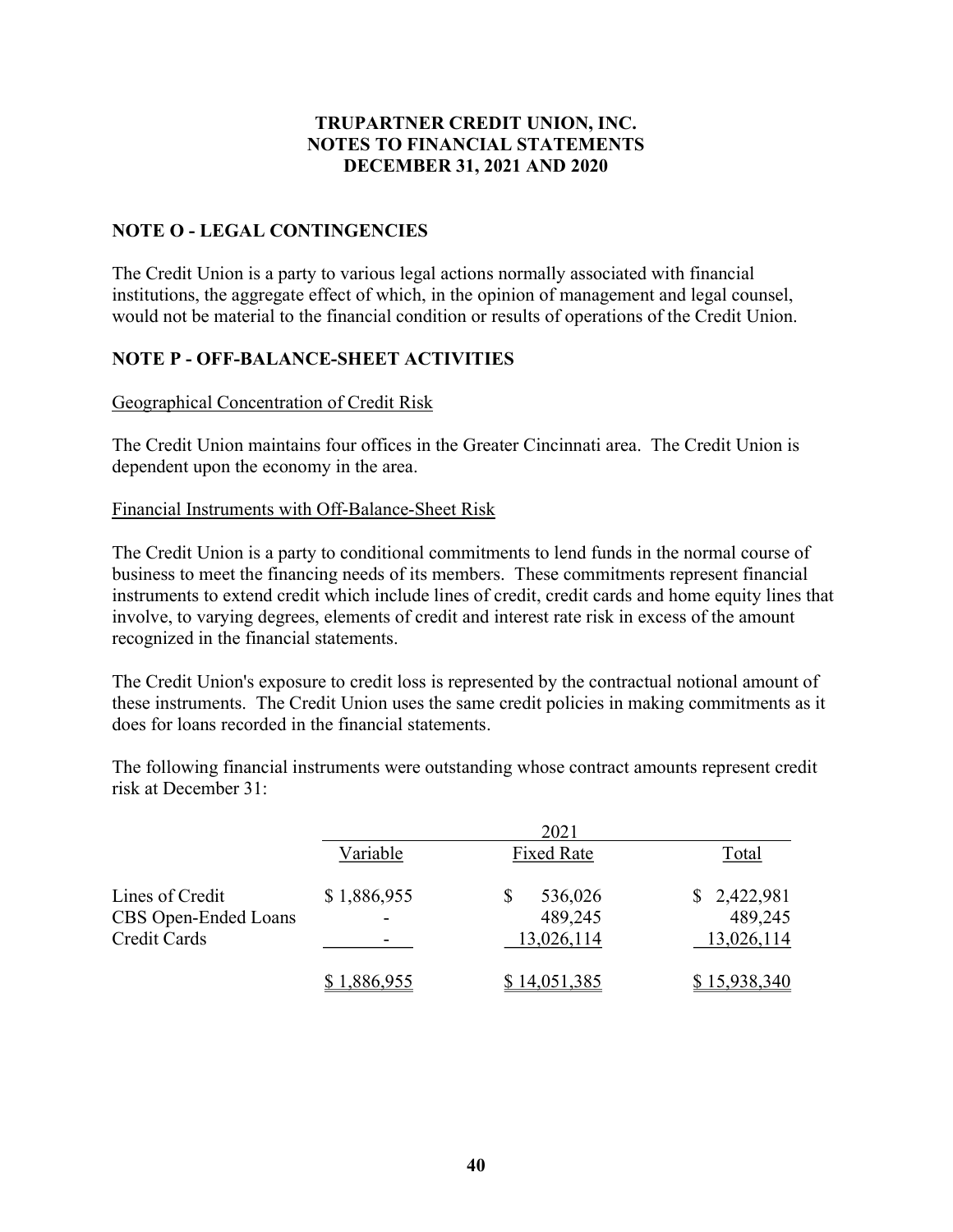# TRUPARTNER CREDIT UNION, INC.
# NOTES TO FINANCIAL STATEMENTS
# DECEMBER 31, 2021 AND 2020

## NOTE O - LEGAL CONTINGENCIES

The Credit Union is a party to various legal actions normally associated with financial institutions, the aggregate effect of which, in the opinion of management and legal counsel, would not be material to the financial condition or results of operations of the Credit Union.

## NOTE P - OFF-BALANCE-SHEET ACTIVITIES

Geographical Concentration of Credit Risk

The Credit Union maintains four offices in the Greater Cincinnati area. The Credit Union is dependent upon the economy in the area.

Financial Instruments with Off-Balance-Sheet Risk

The Credit Union is a party to conditional commitments to lend funds in the normal course of business to meet the financing needs of its members. These commitments represent financial instruments to extend credit which include lines of credit, credit cards and home equity lines that involve, to varying degrees, elements of credit and interest rate risk in excess of the amount recognized in the financial statements.

The Credit Union's exposure to credit loss is represented by the contractual notional amount of these instruments. The Credit Union uses the same credit policies in making commitments as it does for loans recorded in the financial statements.

The following financial instruments were outstanding whose contract amounts represent credit risk at December 31:

| | 2021 | | |
|---|---|---|---|
| | Variable | Fixed Rate | Total |
| Lines of Credit | $ 1,886,955 | $ 536,026 | $ 2,422,981 |
| CBS Open-Ended Loans | - | 489,245 | 489,245 |
| Credit Cards | - | 13,026,114 | 13,026,114 |
| | $ 1,886,955 | $ 14,051,385 | $ 15,938,340 |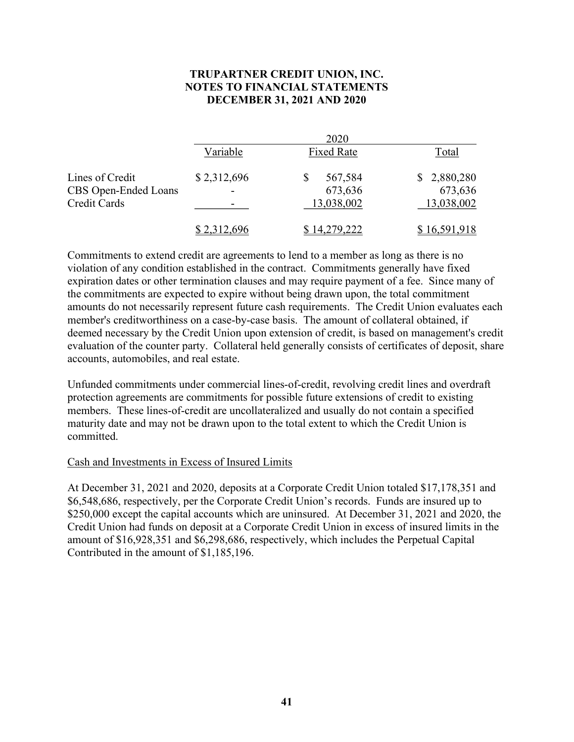**TRUPARTNER CREDIT UNION, INC.**
**NOTES TO FINANCIAL STATEMENTS**
**DECEMBER 31, 2021 AND 2020**

| | 2020 | | |
|---|---|---|---|
| | Variable | Fixed Rate | Total |
| Lines of Credit | $ 2,312,696 | $ 567,584 | $ 2,880,280 |
| CBS Open-Ended Loans | - | 673,636 | 673,636 |
| Credit Cards | - | 13,038,002 | 13,038,002 |
| | $ 2,312,696 | $ 14,279,222 | $ 16,591,918 |

Commitments to extend credit are agreements to lend to a member as long as there is no violation of any condition established in the contract. Commitments generally have fixed expiration dates or other termination clauses and may require payment of a fee. Since many of the commitments are expected to expire without being drawn upon, the total commitment amounts do not necessarily represent future cash requirements. The Credit Union evaluates each member's creditworthiness on a case-by-case basis. The amount of collateral obtained, if deemed necessary by the Credit Union upon extension of credit, is based on management's credit evaluation of the counter party. Collateral held generally consists of certificates of deposit, share accounts, automobiles, and real estate.

Unfunded commitments under commercial lines-of-credit, revolving credit lines and overdraft protection agreements are commitments for possible future extensions of credit to existing members. These lines-of-credit are uncollateralized and usually do not contain a specified maturity date and may not be drawn upon to the total extent to which the Credit Union is committed.

Cash and Investments in Excess of Insured Limits

At December 31, 2021 and 2020, deposits at a Corporate Credit Union totaled $17,178,351 and $6,548,686, respectively, per the Corporate Credit Union's records. Funds are insured up to $250,000 except the capital accounts which are uninsured. At December 31, 2021 and 2020, the Credit Union had funds on deposit at a Corporate Credit Union in excess of insured limits in the amount of $16,928,351 and $6,298,686, respectively, which includes the Perpetual Capital Contributed in the amount of $1,185,196.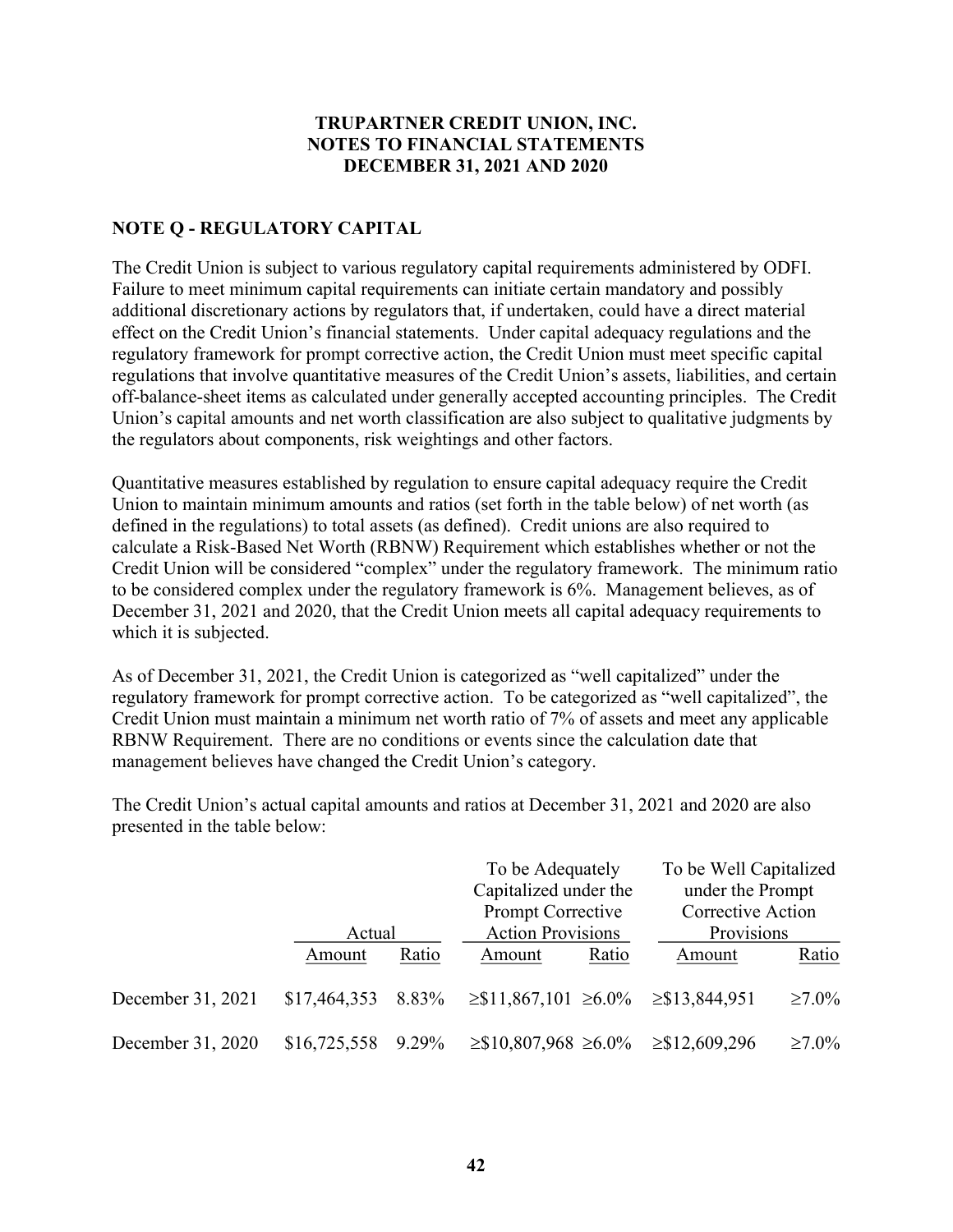# TRUPARTNER CREDIT UNION, INC.
# NOTES TO FINANCIAL STATEMENTS
# DECEMBER 31, 2021 AND 2020

## NOTE Q - REGULATORY CAPITAL

The Credit Union is subject to various regulatory capital requirements administered by ODFI. Failure to meet minimum capital requirements can initiate certain mandatory and possibly additional discretionary actions by regulators that, if undertaken, could have a direct material effect on the Credit Union's financial statements. Under capital adequacy regulations and the regulatory framework for prompt corrective action, the Credit Union must meet specific capital regulations that involve quantitative measures of the Credit Union's assets, liabilities, and certain off-balance-sheet items as calculated under generally accepted accounting principles. The Credit Union's capital amounts and net worth classification are also subject to qualitative judgments by the regulators about components, risk weightings and other factors.

Quantitative measures established by regulation to ensure capital adequacy require the Credit Union to maintain minimum amounts and ratios (set forth in the table below) of net worth (as defined in the regulations) to total assets (as defined). Credit unions are also required to calculate a Risk-Based Net Worth (RBNW) Requirement which establishes whether or not the Credit Union will be considered "complex" under the regulatory framework. The minimum ratio to be considered complex under the regulatory framework is 6%. Management believes, as of December 31, 2021 and 2020, that the Credit Union meets all capital adequacy requirements to which it is subjected.

As of December 31, 2021, the Credit Union is categorized as "well capitalized" under the regulatory framework for prompt corrective action. To be categorized as "well capitalized", the Credit Union must maintain a minimum net worth ratio of 7% of assets and meet any applicable RBNW Requirement. There are no conditions or events since the calculation date that management believes have changed the Credit Union's category.

The Credit Union's actual capital amounts and ratios at December 31, 2021 and 2020 are also presented in the table below:

| | Actual | | To be Adequately Capitalized under the Prompt Corrective Action Provisions | | To be Well Capitalized under the Prompt Corrective Action Provisions | |
|---|---|---|---|---|---|---|
| | Amount | Ratio | Amount | Ratio | Amount | Ratio |
| December 31, 2021 | $17,464,353 | 8.83% | ≥$11,867,101 | ≥6.0% | ≥$13,844,951 | ≥7.0% |
| December 31, 2020 | $16,725,558 | 9.29% | ≥$10,807,968 | ≥6.0% | ≥$12,609,296 | ≥7.0% |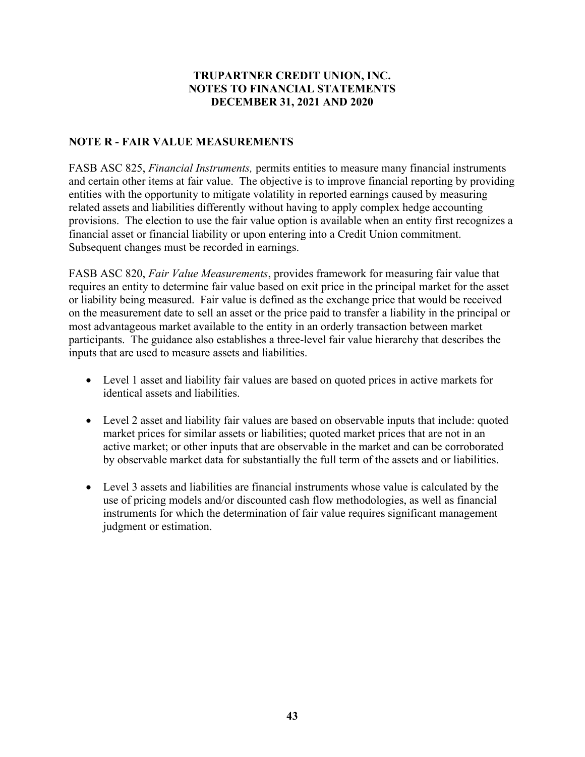**TRUPARTNER CREDIT UNION, INC.**
**NOTES TO FINANCIAL STATEMENTS**
**DECEMBER 31, 2021 AND 2020**

## NOTE R - FAIR VALUE MEASUREMENTS

FASB ASC 825, *Financial Instruments,* permits entities to measure many financial instruments and certain other items at fair value. The objective is to improve financial reporting by providing entities with the opportunity to mitigate volatility in reported earnings caused by measuring related assets and liabilities differently without having to apply complex hedge accounting provisions. The election to use the fair value option is available when an entity first recognizes a financial asset or financial liability or upon entering into a Credit Union commitment. Subsequent changes must be recorded in earnings.

FASB ASC 820, *Fair Value Measurements*, provides framework for measuring fair value that requires an entity to determine fair value based on exit price in the principal market for the asset or liability being measured. Fair value is defined as the exchange price that would be received on the measurement date to sell an asset or the price paid to transfer a liability in the principal or most advantageous market available to the entity in an orderly transaction between market participants. The guidance also establishes a three-level fair value hierarchy that describes the inputs that are used to measure assets and liabilities.

- Level 1 asset and liability fair values are based on quoted prices in active markets for identical assets and liabilities.
- Level 2 asset and liability fair values are based on observable inputs that include: quoted market prices for similar assets or liabilities; quoted market prices that are not in an active market; or other inputs that are observable in the market and can be corroborated by observable market data for substantially the full term of the assets and or liabilities.
- Level 3 assets and liabilities are financial instruments whose value is calculated by the use of pricing models and/or discounted cash flow methodologies, as well as financial instruments for which the determination of fair value requires significant management judgment or estimation.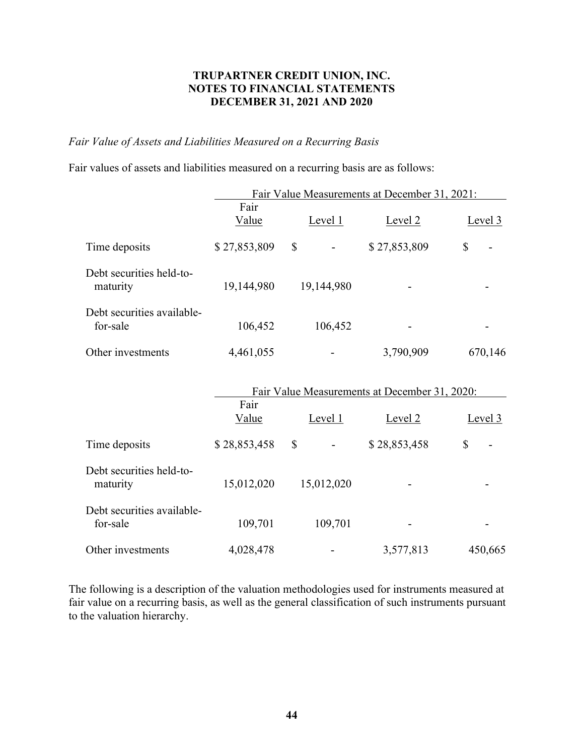**TRUPARTNER CREDIT UNION, INC.**
**NOTES TO FINANCIAL STATEMENTS**
**DECEMBER 31, 2021 AND 2020**

*Fair Value of Assets and Liabilities Measured on a Recurring Basis*

Fair values of assets and liabilities measured on a recurring basis are as follows:

| | Fair Value Measurements at December 31, 2021: | | | |
|---|---|---|---|---|
| | Fair Value | Level 1 | Level 2 | Level 3 |
| Time deposits | $ 27,853,809 | $ - | $ 27,853,809 | $ - |
| Debt securities held-to-maturity | 19,144,980 | 19,144,980 | - | - |
| Debt securities available-for-sale | 106,452 | 106,452 | - | - |
| Other investments | 4,461,055 | - | 3,790,909 | 670,146 |

| | Fair Value Measurements at December 31, 2020: | | | |
|---|---|---|---|---|
| | Fair Value | Level 1 | Level 2 | Level 3 |
| Time deposits | $ 28,853,458 | $ - | $ 28,853,458 | $ - |
| Debt securities held-to-maturity | 15,012,020 | 15,012,020 | - | - |
| Debt securities available-for-sale | 109,701 | 109,701 | - | - |
| Other investments | 4,028,478 | - | 3,577,813 | 450,665 |

The following is a description of the valuation methodologies used for instruments measured at fair value on a recurring basis, as well as the general classification of such instruments pursuant to the valuation hierarchy.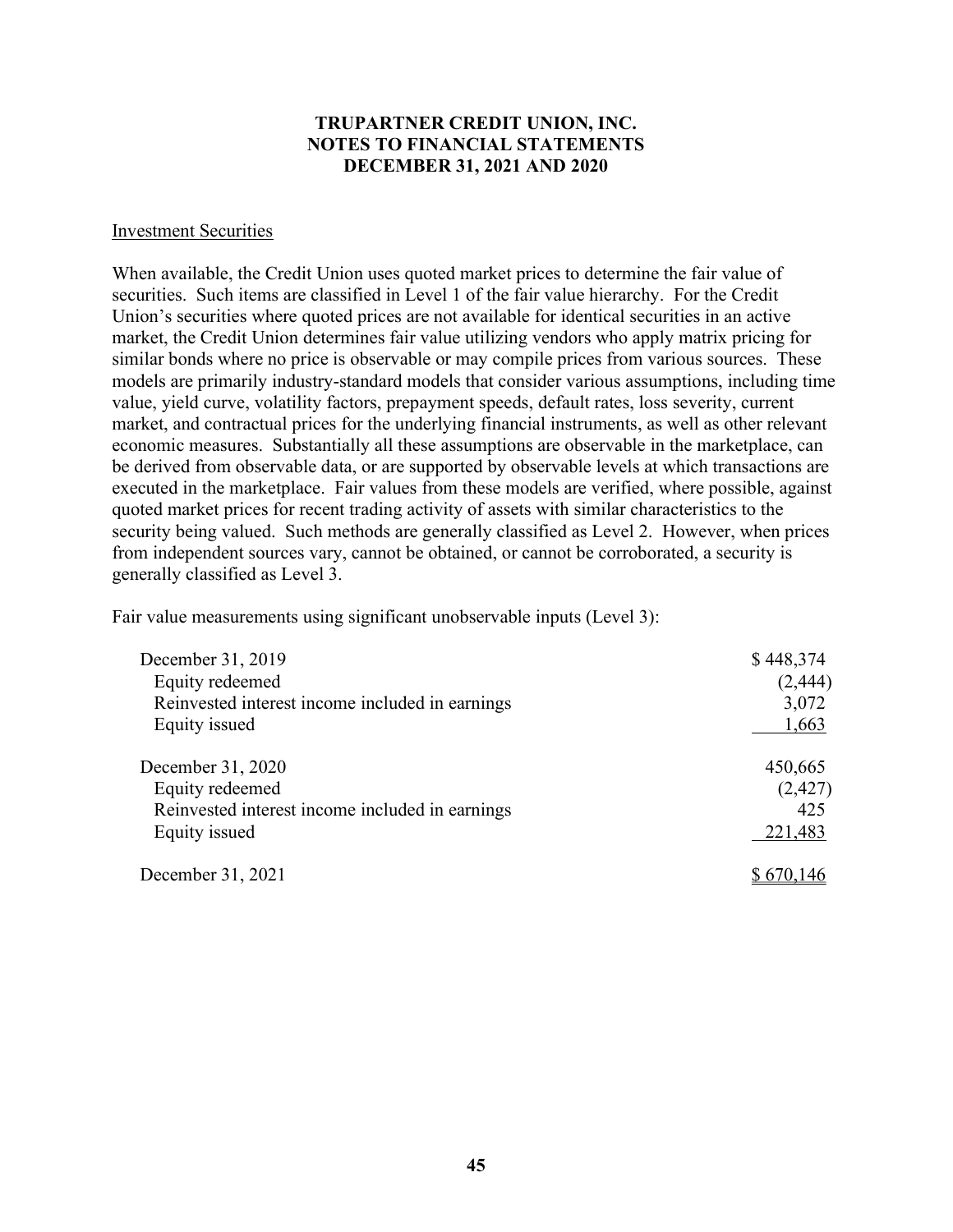# TRUPARTNER CREDIT UNION, INC.
# NOTES TO FINANCIAL STATEMENTS
# DECEMBER 31, 2021 AND 2020

Investment Securities

When available, the Credit Union uses quoted market prices to determine the fair value of securities. Such items are classified in Level 1 of the fair value hierarchy. For the Credit Union's securities where quoted prices are not available for identical securities in an active market, the Credit Union determines fair value utilizing vendors who apply matrix pricing for similar bonds where no price is observable or may compile prices from various sources. These models are primarily industry-standard models that consider various assumptions, including time value, yield curve, volatility factors, prepayment speeds, default rates, loss severity, current market, and contractual prices for the underlying financial instruments, as well as other relevant economic measures. Substantially all these assumptions are observable in the marketplace, can be derived from observable data, or are supported by observable levels at which transactions are executed in the marketplace. Fair values from these models are verified, where possible, against quoted market prices for recent trading activity of assets with similar characteristics to the security being valued. Such methods are generally classified as Level 2. However, when prices from independent sources vary, cannot be obtained, or cannot be corroborated, a security is generally classified as Level 3.

Fair value measurements using significant unobservable inputs (Level 3):

| | |
|---|---|
| December 31, 2019 | $ 448,374 |
| Equity redeemed | (2,444) |
| Reinvested interest income included in earnings | 3,072 |
| Equity issued | 1,663 |
| December 31, 2020 | 450,665 |
| Equity redeemed | (2,427) |
| Reinvested interest income included in earnings | 425 |
| Equity issued | 221,483 |
| December 31, 2021 | $ 670,146 |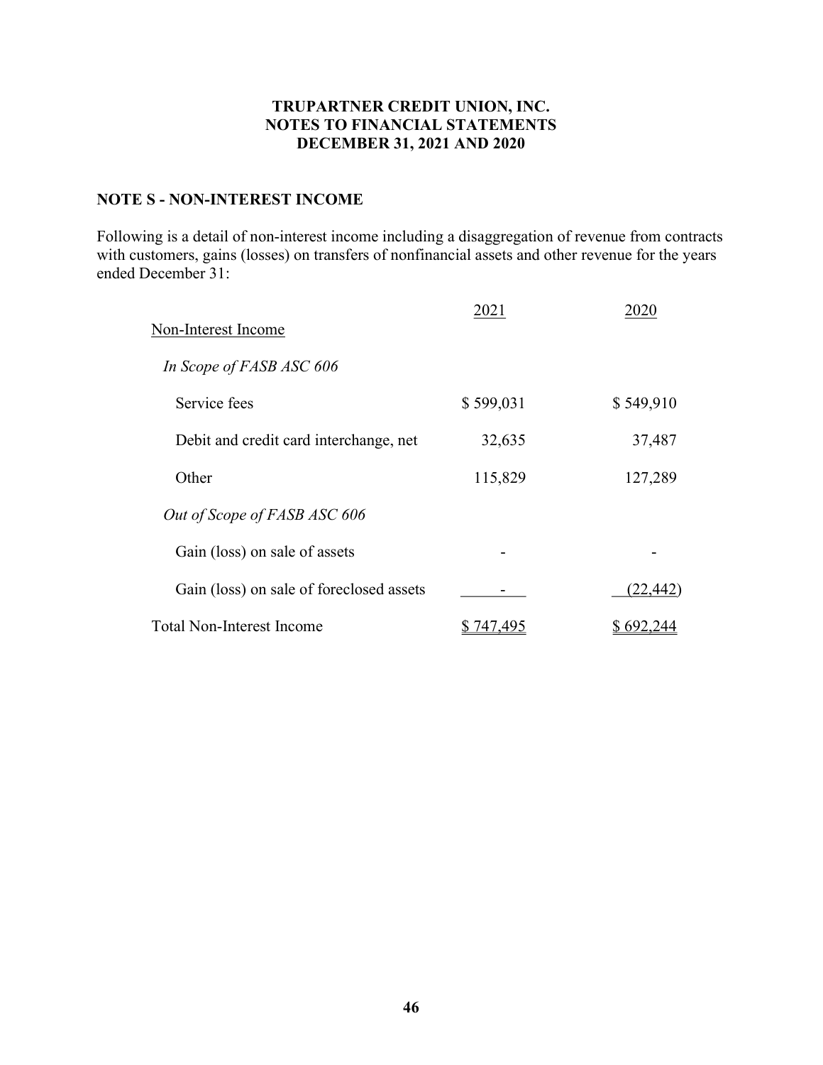**TRUPARTNER CREDIT UNION, INC.**
**NOTES TO FINANCIAL STATEMENTS**
**DECEMBER 31, 2021 AND 2020**

## NOTE S - NON-INTEREST INCOME

Following is a detail of non-interest income including a disaggregation of revenue from contracts with customers, gains (losses) on transfers of nonfinancial assets and other revenue for the years ended December 31:

| | 2021 | 2020 |
|---|---|---|
| Non-Interest Income | | |
| *In Scope of FASB ASC 606* | | |
| Service fees | $ 599,031 | $ 549,910 |
| Debit and credit card interchange, net | 32,635 | 37,487 |
| Other | 115,829 | 127,289 |
| *Out of Scope of FASB ASC 606* | | |
| Gain (loss) on sale of assets | - | - |
| Gain (loss) on sale of foreclosed assets | - | (22,442) |
| Total Non-Interest Income | $ 747,495 | $ 692,244 |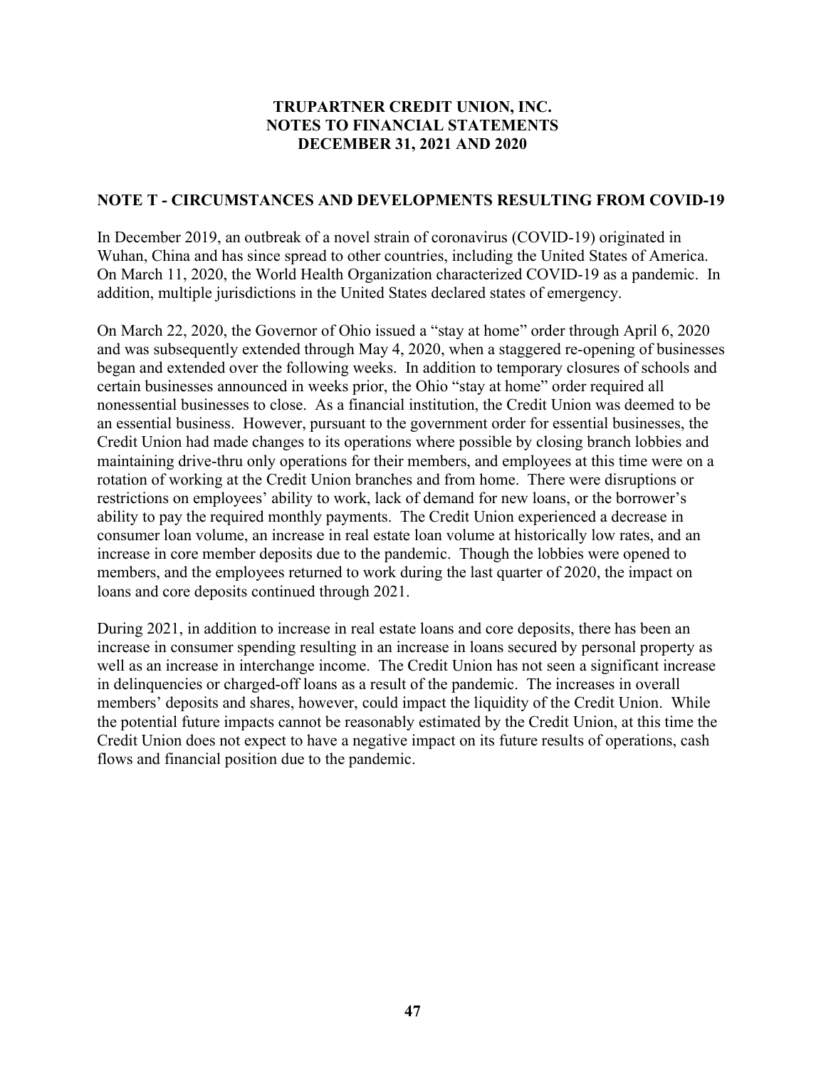**TRUPARTNER CREDIT UNION, INC.**
**NOTES TO FINANCIAL STATEMENTS**
**DECEMBER 31, 2021 AND 2020**

## NOTE T - CIRCUMSTANCES AND DEVELOPMENTS RESULTING FROM COVID-19

In December 2019, an outbreak of a novel strain of coronavirus (COVID-19) originated in Wuhan, China and has since spread to other countries, including the United States of America. On March 11, 2020, the World Health Organization characterized COVID-19 as a pandemic. In addition, multiple jurisdictions in the United States declared states of emergency.

On March 22, 2020, the Governor of Ohio issued a "stay at home" order through April 6, 2020 and was subsequently extended through May 4, 2020, when a staggered re-opening of businesses began and extended over the following weeks. In addition to temporary closures of schools and certain businesses announced in weeks prior, the Ohio "stay at home" order required all nonessential businesses to close. As a financial institution, the Credit Union was deemed to be an essential business. However, pursuant to the government order for essential businesses, the Credit Union had made changes to its operations where possible by closing branch lobbies and maintaining drive-thru only operations for their members, and employees at this time were on a rotation of working at the Credit Union branches and from home. There were disruptions or restrictions on employees' ability to work, lack of demand for new loans, or the borrower's ability to pay the required monthly payments. The Credit Union experienced a decrease in consumer loan volume, an increase in real estate loan volume at historically low rates, and an increase in core member deposits due to the pandemic. Though the lobbies were opened to members, and the employees returned to work during the last quarter of 2020, the impact on loans and core deposits continued through 2021.

During 2021, in addition to increase in real estate loans and core deposits, there has been an increase in consumer spending resulting in an increase in loans secured by personal property as well as an increase in interchange income. The Credit Union has not seen a significant increase in delinquencies or charged-off loans as a result of the pandemic. The increases in overall members' deposits and shares, however, could impact the liquidity of the Credit Union. While the potential future impacts cannot be reasonably estimated by the Credit Union, at this time the Credit Union does not expect to have a negative impact on its future results of operations, cash flows and financial position due to the pandemic.